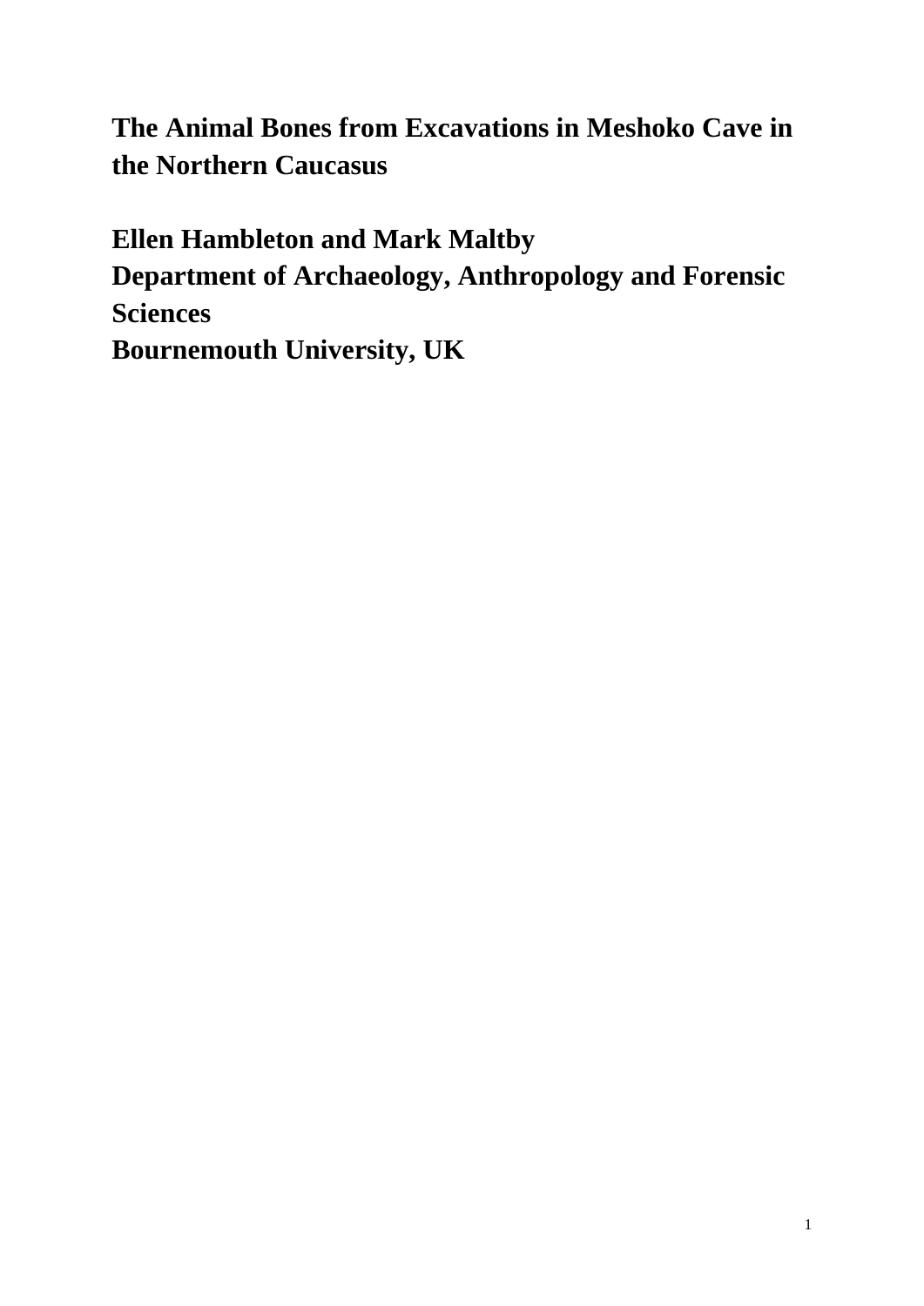# The Animal Bones from Excavations in Meshoko Cave in the Northern Caucasus

**Ellen Hambleton and Mark Maltby**
**Department of Archaeology, Anthropology and Forensic Sciences**
**Bournemouth University, UK**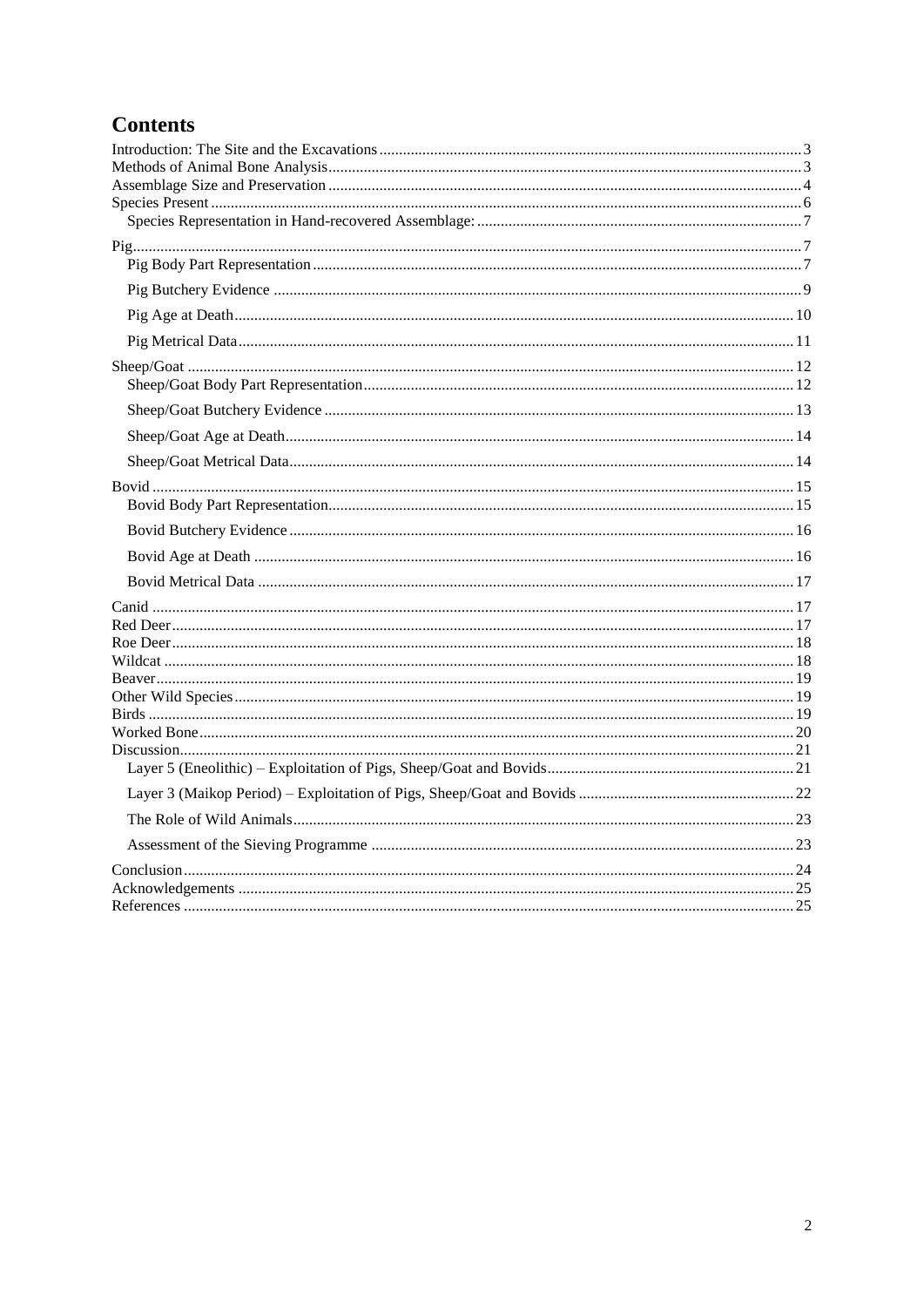# Contents

- Introduction: The Site and the Excavations .......... 3
- Methods of Animal Bone Analysis .......... 3
- Assemblage Size and Preservation .......... 4
- Species Present .......... 6
  - Species Representation in Hand-recovered Assemblage: .......... 7
- Pig .......... 7
  - Pig Body Part Representation .......... 7
  - Pig Butchery Evidence .......... 9
  - Pig Age at Death .......... 10
  - Pig Metrical Data .......... 11
- Sheep/Goat .......... 12
  - Sheep/Goat Body Part Representation .......... 12
  - Sheep/Goat Butchery Evidence .......... 13
  - Sheep/Goat Age at Death .......... 14
  - Sheep/Goat Metrical Data .......... 14
- Bovid .......... 15
  - Bovid Body Part Representation .......... 15
  - Bovid Butchery Evidence .......... 16
  - Bovid Age at Death .......... 16
  - Bovid Metrical Data .......... 17
- Canid .......... 17
- Red Deer .......... 17
- Roe Deer .......... 18
- Wildcat .......... 18
- Beaver .......... 19
- Other Wild Species .......... 19
- Birds .......... 19
- Worked Bone .......... 20
- Discussion .......... 21
  - Layer 5 (Eneolithic) – Exploitation of Pigs, Sheep/Goat and Bovids .......... 21
  - Layer 3 (Maikop Period) – Exploitation of Pigs, Sheep/Goat and Bovids .......... 22
  - The Role of Wild Animals .......... 23
  - Assessment of the Sieving Programme .......... 23
- Conclusion .......... 24
- Acknowledgements .......... 25
- References .......... 25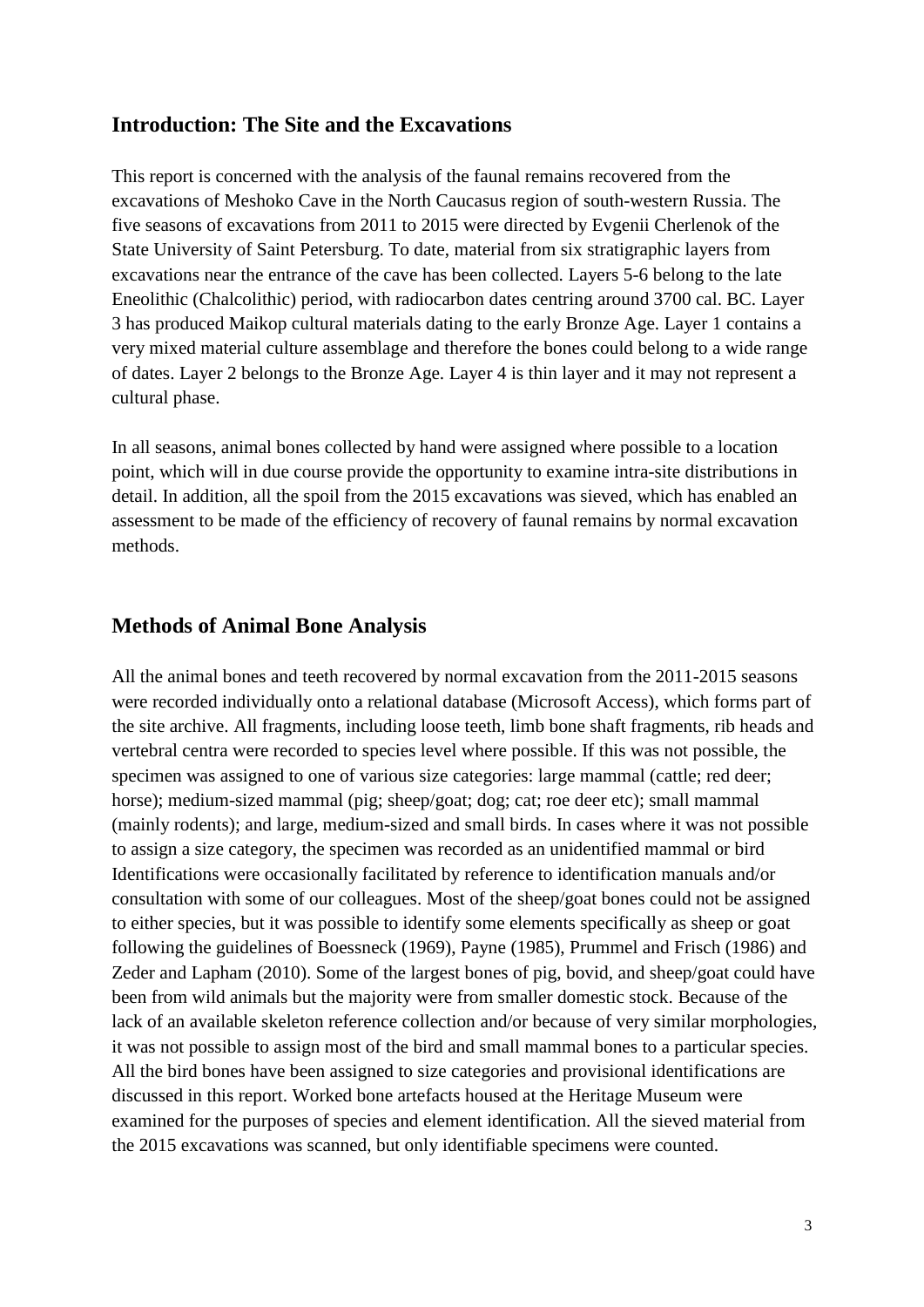## Introduction: The Site and the Excavations

This report is concerned with the analysis of the faunal remains recovered from the excavations of Meshoko Cave in the North Caucasus region of south-western Russia. The five seasons of excavations from 2011 to 2015 were directed by Evgenii Cherlenok of the State University of Saint Petersburg. To date, material from six stratigraphic layers from excavations near the entrance of the cave has been collected. Layers 5-6 belong to the late Eneolithic (Chalcolithic) period, with radiocarbon dates centring around 3700 cal. BC. Layer 3 has produced Maikop cultural materials dating to the early Bronze Age. Layer 1 contains a very mixed material culture assemblage and therefore the bones could belong to a wide range of dates. Layer 2 belongs to the Bronze Age. Layer 4 is thin layer and it may not represent a cultural phase.

In all seasons, animal bones collected by hand were assigned where possible to a location point, which will in due course provide the opportunity to examine intra-site distributions in detail. In addition, all the spoil from the 2015 excavations was sieved, which has enabled an assessment to be made of the efficiency of recovery of faunal remains by normal excavation methods.

## Methods of Animal Bone Analysis

All the animal bones and teeth recovered by normal excavation from the 2011-2015 seasons were recorded individually onto a relational database (Microsoft Access), which forms part of the site archive. All fragments, including loose teeth, limb bone shaft fragments, rib heads and vertebral centra were recorded to species level where possible. If this was not possible, the specimen was assigned to one of various size categories: large mammal (cattle; red deer; horse); medium-sized mammal (pig; sheep/goat; dog; cat; roe deer etc); small mammal (mainly rodents); and large, medium-sized and small birds. In cases where it was not possible to assign a size category, the specimen was recorded as an unidentified mammal or bird Identifications were occasionally facilitated by reference to identification manuals and/or consultation with some of our colleagues. Most of the sheep/goat bones could not be assigned to either species, but it was possible to identify some elements specifically as sheep or goat following the guidelines of Boessneck (1969), Payne (1985), Prummel and Frisch (1986) and Zeder and Lapham (2010). Some of the largest bones of pig, bovid, and sheep/goat could have been from wild animals but the majority were from smaller domestic stock. Because of the lack of an available skeleton reference collection and/or because of very similar morphologies, it was not possible to assign most of the bird and small mammal bones to a particular species. All the bird bones have been assigned to size categories and provisional identifications are discussed in this report. Worked bone artefacts housed at the Heritage Museum were examined for the purposes of species and element identification. All the sieved material from the 2015 excavations was scanned, but only identifiable specimens were counted.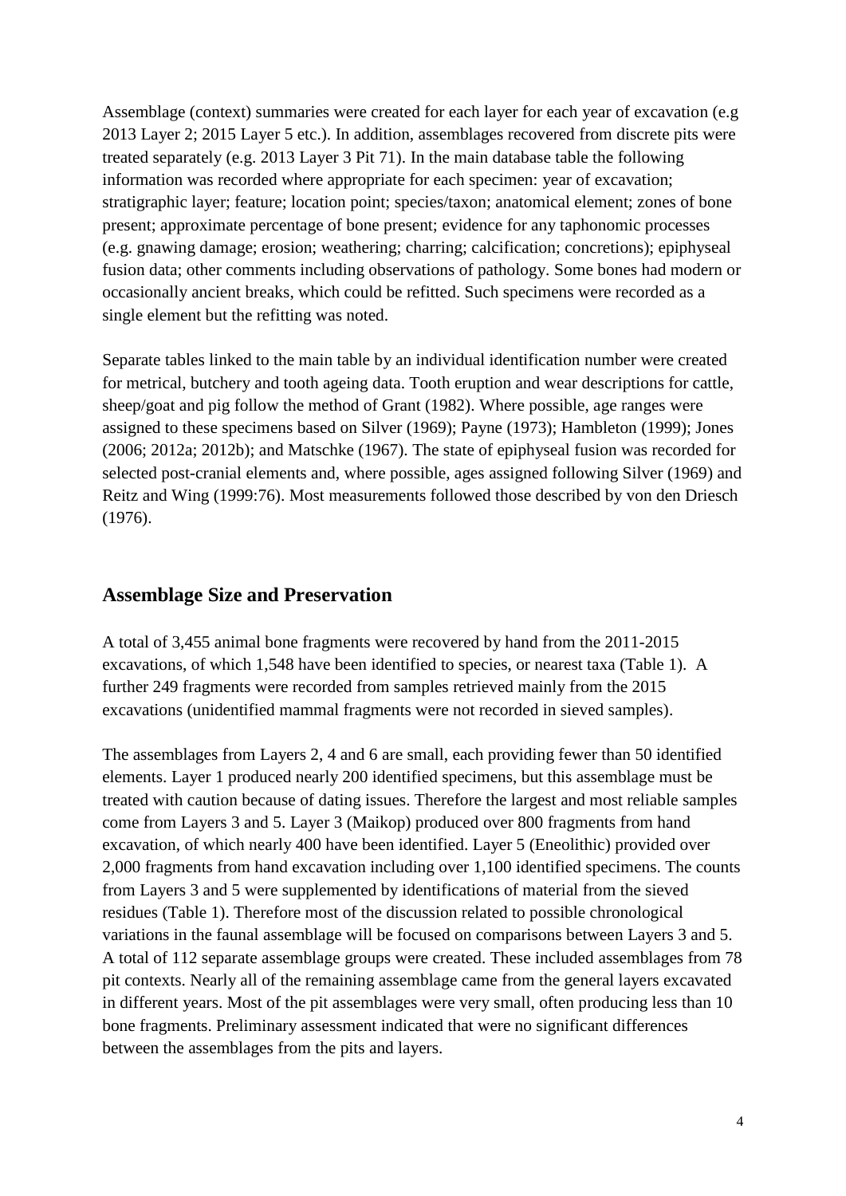Assemblage (context) summaries were created for each layer for each year of excavation (e.g 2013 Layer 2; 2015 Layer 5 etc.). In addition, assemblages recovered from discrete pits were treated separately (e.g. 2013 Layer 3 Pit 71). In the main database table the following information was recorded where appropriate for each specimen: year of excavation; stratigraphic layer; feature; location point; species/taxon; anatomical element; zones of bone present; approximate percentage of bone present; evidence for any taphonomic processes (e.g. gnawing damage; erosion; weathering; charring; calcification; concretions); epiphyseal fusion data; other comments including observations of pathology. Some bones had modern or occasionally ancient breaks, which could be refitted. Such specimens were recorded as a single element but the refitting was noted.

Separate tables linked to the main table by an individual identification number were created for metrical, butchery and tooth ageing data. Tooth eruption and wear descriptions for cattle, sheep/goat and pig follow the method of Grant (1982). Where possible, age ranges were assigned to these specimens based on Silver (1969); Payne (1973); Hambleton (1999); Jones (2006; 2012a; 2012b); and Matschke (1967). The state of epiphyseal fusion was recorded for selected post-cranial elements and, where possible, ages assigned following Silver (1969) and Reitz and Wing (1999:76). Most measurements followed those described by von den Driesch (1976).

## Assemblage Size and Preservation

A total of 3,455 animal bone fragments were recovered by hand from the 2011-2015 excavations, of which 1,548 have been identified to species, or nearest taxa (Table 1). A further 249 fragments were recorded from samples retrieved mainly from the 2015 excavations (unidentified mammal fragments were not recorded in sieved samples).

The assemblages from Layers 2, 4 and 6 are small, each providing fewer than 50 identified elements. Layer 1 produced nearly 200 identified specimens, but this assemblage must be treated with caution because of dating issues. Therefore the largest and most reliable samples come from Layers 3 and 5. Layer 3 (Maikop) produced over 800 fragments from hand excavation, of which nearly 400 have been identified. Layer 5 (Eneolithic) provided over 2,000 fragments from hand excavation including over 1,100 identified specimens. The counts from Layers 3 and 5 were supplemented by identifications of material from the sieved residues (Table 1). Therefore most of the discussion related to possible chronological variations in the faunal assemblage will be focused on comparisons between Layers 3 and 5. A total of 112 separate assemblage groups were created. These included assemblages from 78 pit contexts. Nearly all of the remaining assemblage came from the general layers excavated in different years. Most of the pit assemblages were very small, often producing less than 10 bone fragments. Preliminary assessment indicated that were no significant differences between the assemblages from the pits and layers.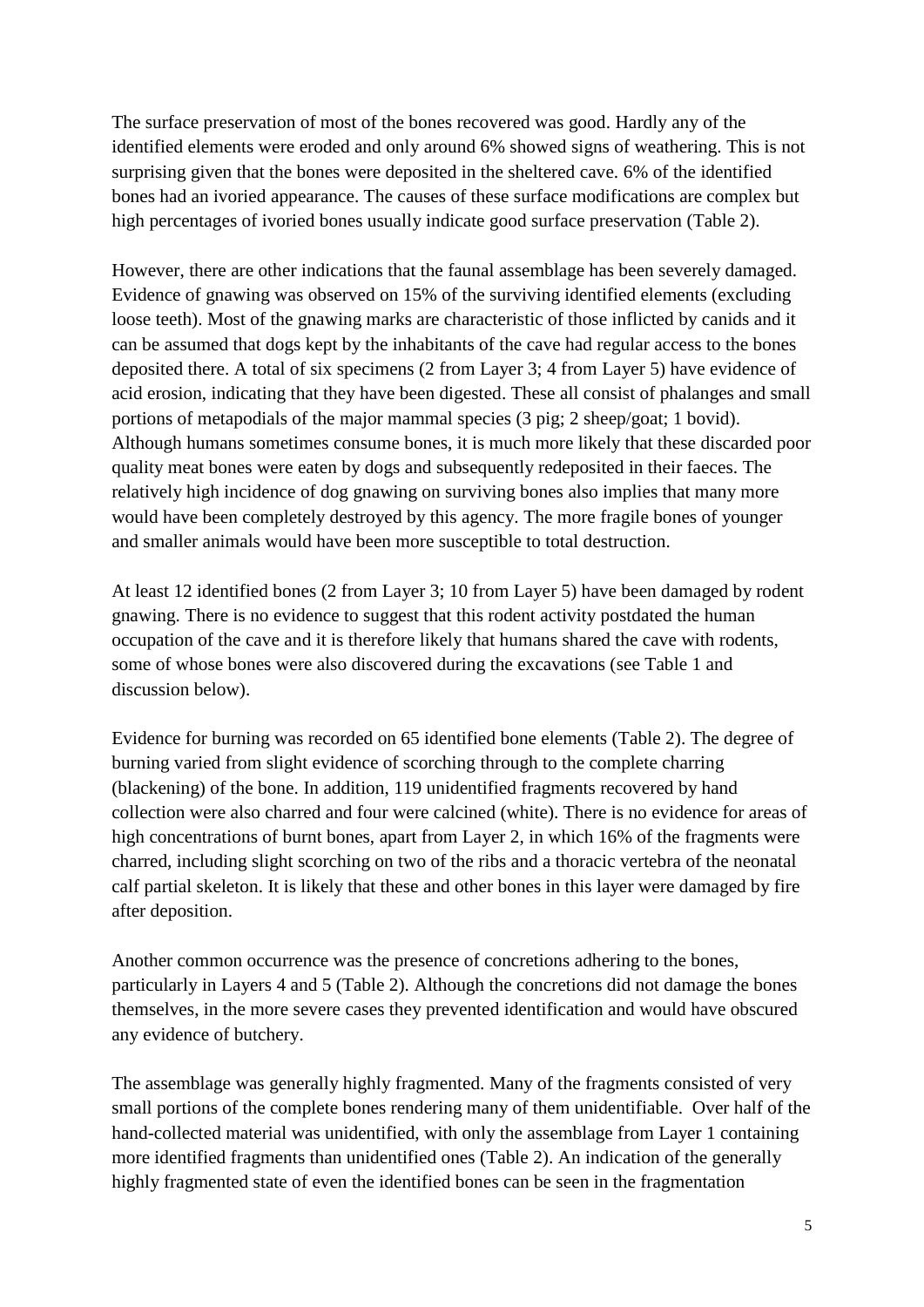The surface preservation of most of the bones recovered was good. Hardly any of the identified elements were eroded and only around 6% showed signs of weathering. This is not surprising given that the bones were deposited in the sheltered cave. 6% of the identified bones had an ivoried appearance. The causes of these surface modifications are complex but high percentages of ivoried bones usually indicate good surface preservation (Table 2).

However, there are other indications that the faunal assemblage has been severely damaged. Evidence of gnawing was observed on 15% of the surviving identified elements (excluding loose teeth). Most of the gnawing marks are characteristic of those inflicted by canids and it can be assumed that dogs kept by the inhabitants of the cave had regular access to the bones deposited there. A total of six specimens (2 from Layer 3; 4 from Layer 5) have evidence of acid erosion, indicating that they have been digested. These all consist of phalanges and small portions of metapodials of the major mammal species (3 pig; 2 sheep/goat; 1 bovid). Although humans sometimes consume bones, it is much more likely that these discarded poor quality meat bones were eaten by dogs and subsequently redeposited in their faeces. The relatively high incidence of dog gnawing on surviving bones also implies that many more would have been completely destroyed by this agency. The more fragile bones of younger and smaller animals would have been more susceptible to total destruction.

At least 12 identified bones (2 from Layer 3; 10 from Layer 5) have been damaged by rodent gnawing. There is no evidence to suggest that this rodent activity postdated the human occupation of the cave and it is therefore likely that humans shared the cave with rodents, some of whose bones were also discovered during the excavations (see Table 1 and discussion below).

Evidence for burning was recorded on 65 identified bone elements (Table 2). The degree of burning varied from slight evidence of scorching through to the complete charring (blackening) of the bone. In addition, 119 unidentified fragments recovered by hand collection were also charred and four were calcined (white). There is no evidence for areas of high concentrations of burnt bones, apart from Layer 2, in which 16% of the fragments were charred, including slight scorching on two of the ribs and a thoracic vertebra of the neonatal calf partial skeleton. It is likely that these and other bones in this layer were damaged by fire after deposition.

Another common occurrence was the presence of concretions adhering to the bones, particularly in Layers 4 and 5 (Table 2). Although the concretions did not damage the bones themselves, in the more severe cases they prevented identification and would have obscured any evidence of butchery.

The assemblage was generally highly fragmented. Many of the fragments consisted of very small portions of the complete bones rendering many of them unidentifiable. Over half of the hand-collected material was unidentified, with only the assemblage from Layer 1 containing more identified fragments than unidentified ones (Table 2). An indication of the generally highly fragmented state of even the identified bones can be seen in the fragmentation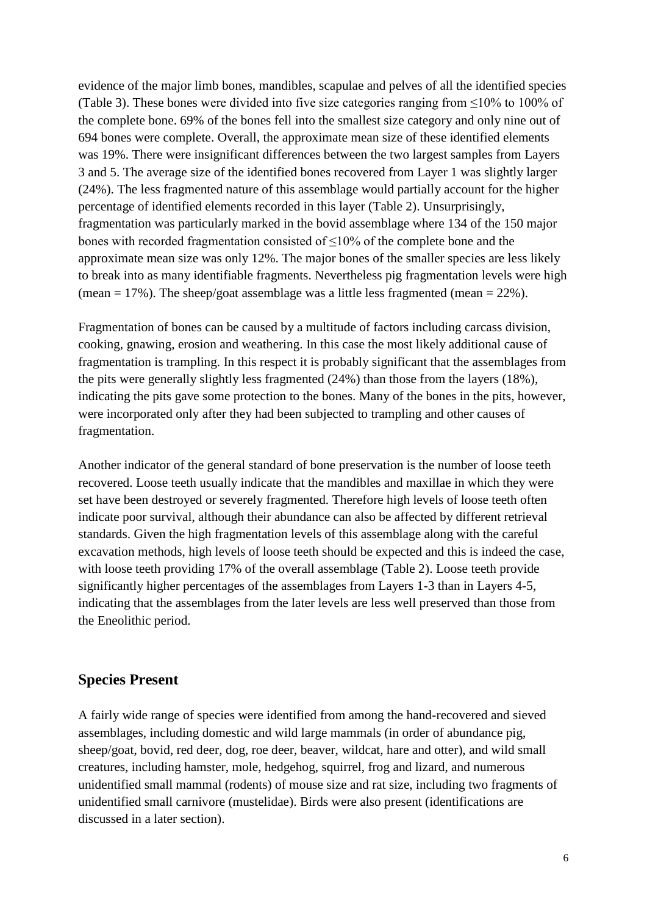evidence of the major limb bones, mandibles, scapulae and pelves of all the identified species (Table 3). These bones were divided into five size categories ranging from ≤10% to 100% of the complete bone. 69% of the bones fell into the smallest size category and only nine out of 694 bones were complete. Overall, the approximate mean size of these identified elements was 19%. There were insignificant differences between the two largest samples from Layers 3 and 5. The average size of the identified bones recovered from Layer 1 was slightly larger (24%). The less fragmented nature of this assemblage would partially account for the higher percentage of identified elements recorded in this layer (Table 2). Unsurprisingly, fragmentation was particularly marked in the bovid assemblage where 134 of the 150 major bones with recorded fragmentation consisted of ≤10% of the complete bone and the approximate mean size was only 12%. The major bones of the smaller species are less likely to break into as many identifiable fragments. Nevertheless pig fragmentation levels were high (mean = 17%). The sheep/goat assemblage was a little less fragmented (mean = 22%).

Fragmentation of bones can be caused by a multitude of factors including carcass division, cooking, gnawing, erosion and weathering. In this case the most likely additional cause of fragmentation is trampling. In this respect it is probably significant that the assemblages from the pits were generally slightly less fragmented (24%) than those from the layers (18%), indicating the pits gave some protection to the bones. Many of the bones in the pits, however, were incorporated only after they had been subjected to trampling and other causes of fragmentation.

Another indicator of the general standard of bone preservation is the number of loose teeth recovered. Loose teeth usually indicate that the mandibles and maxillae in which they were set have been destroyed or severely fragmented. Therefore high levels of loose teeth often indicate poor survival, although their abundance can also be affected by different retrieval standards. Given the high fragmentation levels of this assemblage along with the careful excavation methods, high levels of loose teeth should be expected and this is indeed the case, with loose teeth providing 17% of the overall assemblage (Table 2). Loose teeth provide significantly higher percentages of the assemblages from Layers 1-3 than in Layers 4-5, indicating that the assemblages from the later levels are less well preserved than those from the Eneolithic period.

## Species Present

A fairly wide range of species were identified from among the hand-recovered and sieved assemblages, including domestic and wild large mammals (in order of abundance pig, sheep/goat, bovid, red deer, dog, roe deer, beaver, wildcat, hare and otter), and wild small creatures, including hamster, mole, hedgehog, squirrel, frog and lizard, and numerous unidentified small mammal (rodents) of mouse size and rat size, including two fragments of unidentified small carnivore (mustelidae). Birds were also present (identifications are discussed in a later section).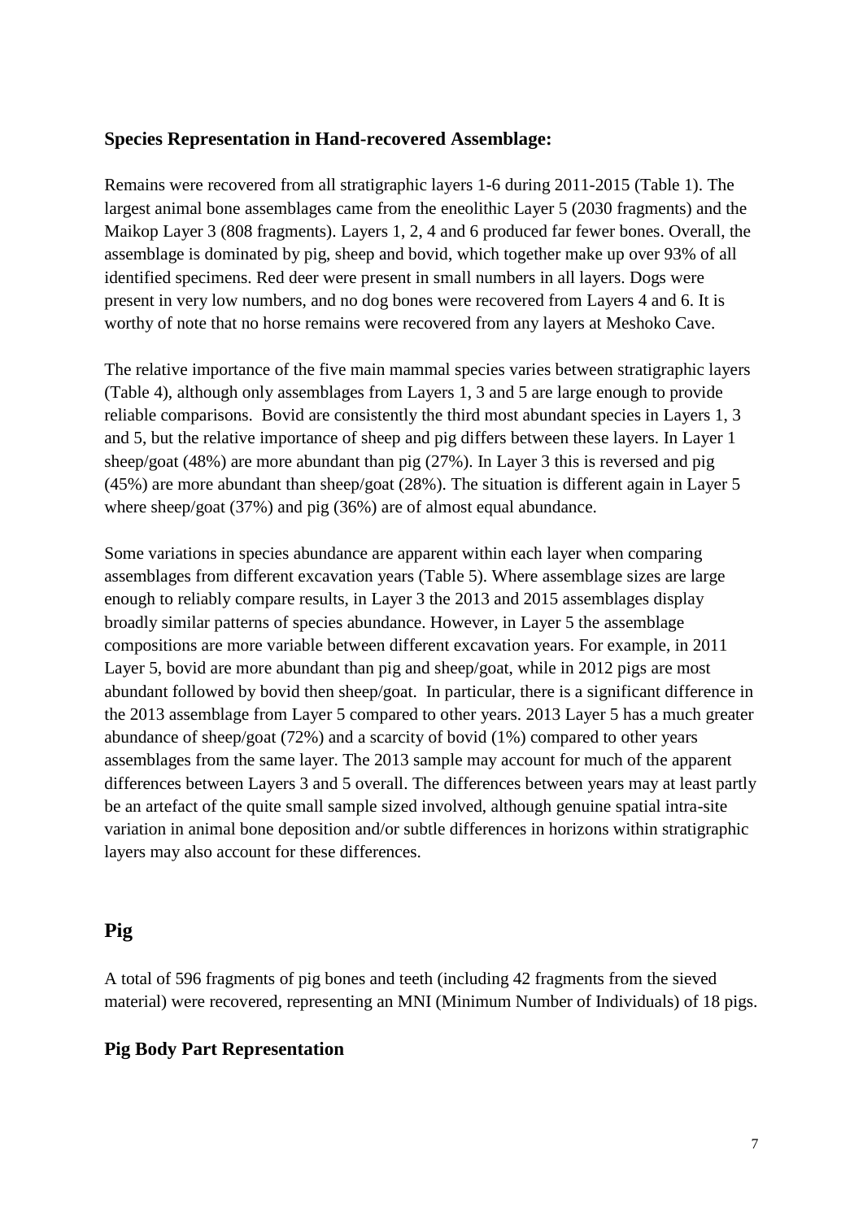### Species Representation in Hand-recovered Assemblage:

Remains were recovered from all stratigraphic layers 1-6 during 2011-2015 (Table 1). The largest animal bone assemblages came from the eneolithic Layer 5 (2030 fragments) and the Maikop Layer 3 (808 fragments). Layers 1, 2, 4 and 6 produced far fewer bones. Overall, the assemblage is dominated by pig, sheep and bovid, which together make up over 93% of all identified specimens. Red deer were present in small numbers in all layers. Dogs were present in very low numbers, and no dog bones were recovered from Layers 4 and 6. It is worthy of note that no horse remains were recovered from any layers at Meshoko Cave.

The relative importance of the five main mammal species varies between stratigraphic layers (Table 4), although only assemblages from Layers 1, 3 and 5 are large enough to provide reliable comparisons. Bovid are consistently the third most abundant species in Layers 1, 3 and 5, but the relative importance of sheep and pig differs between these layers. In Layer 1 sheep/goat (48%) are more abundant than pig (27%). In Layer 3 this is reversed and pig (45%) are more abundant than sheep/goat (28%). The situation is different again in Layer 5 where sheep/goat (37%) and pig (36%) are of almost equal abundance.

Some variations in species abundance are apparent within each layer when comparing assemblages from different excavation years (Table 5). Where assemblage sizes are large enough to reliably compare results, in Layer 3 the 2013 and 2015 assemblages display broadly similar patterns of species abundance. However, in Layer 5 the assemblage compositions are more variable between different excavation years. For example, in 2011 Layer 5, bovid are more abundant than pig and sheep/goat, while in 2012 pigs are most abundant followed by bovid then sheep/goat. In particular, there is a significant difference in the 2013 assemblage from Layer 5 compared to other years. 2013 Layer 5 has a much greater abundance of sheep/goat (72%) and a scarcity of bovid (1%) compared to other years assemblages from the same layer. The 2013 sample may account for much of the apparent differences between Layers 3 and 5 overall. The differences between years may at least partly be an artefact of the quite small sample sized involved, although genuine spatial intra-site variation in animal bone deposition and/or subtle differences in horizons within stratigraphic layers may also account for these differences.

## Pig

A total of 596 fragments of pig bones and teeth (including 42 fragments from the sieved material) were recovered, representing an MNI (Minimum Number of Individuals) of 18 pigs.

### Pig Body Part Representation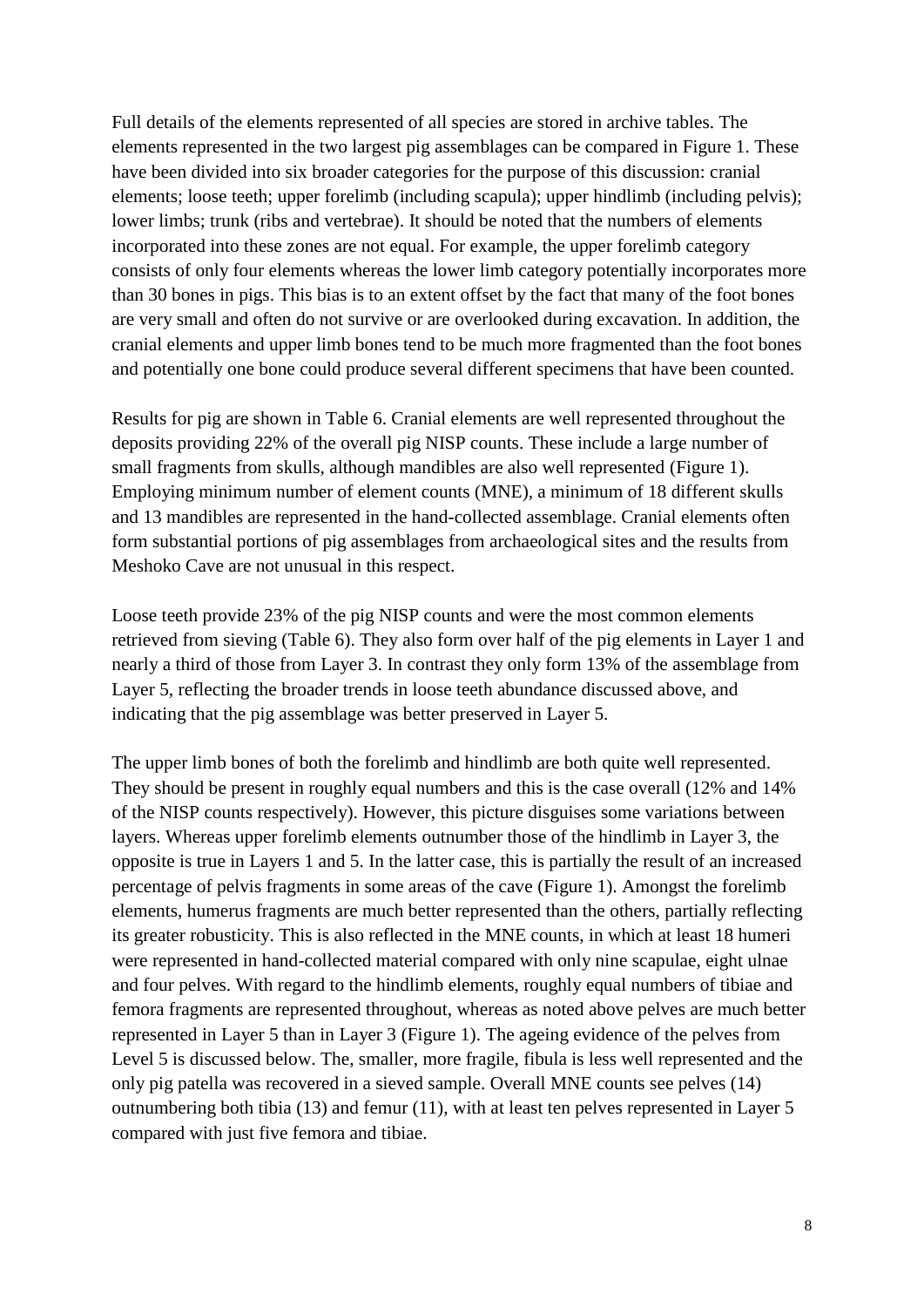Full details of the elements represented of all species are stored in archive tables. The elements represented in the two largest pig assemblages can be compared in Figure 1. These have been divided into six broader categories for the purpose of this discussion: cranial elements; loose teeth; upper forelimb (including scapula); upper hindlimb (including pelvis); lower limbs; trunk (ribs and vertebrae). It should be noted that the numbers of elements incorporated into these zones are not equal. For example, the upper forelimb category consists of only four elements whereas the lower limb category potentially incorporates more than 30 bones in pigs. This bias is to an extent offset by the fact that many of the foot bones are very small and often do not survive or are overlooked during excavation. In addition, the cranial elements and upper limb bones tend to be much more fragmented than the foot bones and potentially one bone could produce several different specimens that have been counted.

Results for pig are shown in Table 6. Cranial elements are well represented throughout the deposits providing 22% of the overall pig NISP counts. These include a large number of small fragments from skulls, although mandibles are also well represented (Figure 1). Employing minimum number of element counts (MNE), a minimum of 18 different skulls and 13 mandibles are represented in the hand-collected assemblage. Cranial elements often form substantial portions of pig assemblages from archaeological sites and the results from Meshoko Cave are not unusual in this respect.

Loose teeth provide 23% of the pig NISP counts and were the most common elements retrieved from sieving (Table 6). They also form over half of the pig elements in Layer 1 and nearly a third of those from Layer 3. In contrast they only form 13% of the assemblage from Layer 5, reflecting the broader trends in loose teeth abundance discussed above, and indicating that the pig assemblage was better preserved in Layer 5.

The upper limb bones of both the forelimb and hindlimb are both quite well represented. They should be present in roughly equal numbers and this is the case overall (12% and 14% of the NISP counts respectively). However, this picture disguises some variations between layers. Whereas upper forelimb elements outnumber those of the hindlimb in Layer 3, the opposite is true in Layers 1 and 5. In the latter case, this is partially the result of an increased percentage of pelvis fragments in some areas of the cave (Figure 1). Amongst the forelimb elements, humerus fragments are much better represented than the others, partially reflecting its greater robusticity. This is also reflected in the MNE counts, in which at least 18 humeri were represented in hand-collected material compared with only nine scapulae, eight ulnae and four pelves. With regard to the hindlimb elements, roughly equal numbers of tibiae and femora fragments are represented throughout, whereas as noted above pelves are much better represented in Layer 5 than in Layer 3 (Figure 1). The ageing evidence of the pelves from Level 5 is discussed below. The, smaller, more fragile, fibula is less well represented and the only pig patella was recovered in a sieved sample. Overall MNE counts see pelves (14) outnumbering both tibia (13) and femur (11), with at least ten pelves represented in Layer 5 compared with just five femora and tibiae.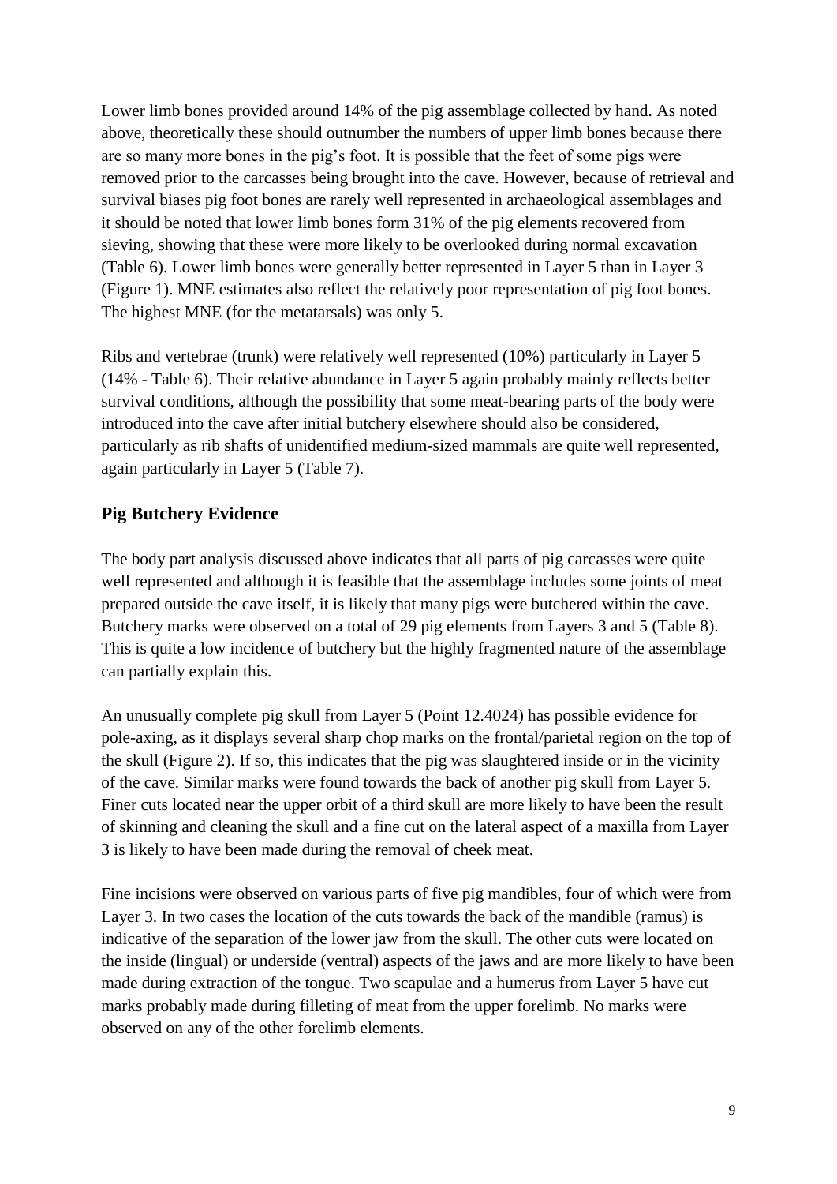Lower limb bones provided around 14% of the pig assemblage collected by hand. As noted above, theoretically these should outnumber the numbers of upper limb bones because there are so many more bones in the pig's foot. It is possible that the feet of some pigs were removed prior to the carcasses being brought into the cave. However, because of retrieval and survival biases pig foot bones are rarely well represented in archaeological assemblages and it should be noted that lower limb bones form 31% of the pig elements recovered from sieving, showing that these were more likely to be overlooked during normal excavation (Table 6). Lower limb bones were generally better represented in Layer 5 than in Layer 3 (Figure 1). MNE estimates also reflect the relatively poor representation of pig foot bones. The highest MNE (for the metatarsals) was only 5.

Ribs and vertebrae (trunk) were relatively well represented (10%) particularly in Layer 5 (14% - Table 6). Their relative abundance in Layer 5 again probably mainly reflects better survival conditions, although the possibility that some meat-bearing parts of the body were introduced into the cave after initial butchery elsewhere should also be considered, particularly as rib shafts of unidentified medium-sized mammals are quite well represented, again particularly in Layer 5 (Table 7).

## Pig Butchery Evidence

The body part analysis discussed above indicates that all parts of pig carcasses were quite well represented and although it is feasible that the assemblage includes some joints of meat prepared outside the cave itself, it is likely that many pigs were butchered within the cave. Butchery marks were observed on a total of 29 pig elements from Layers 3 and 5 (Table 8). This is quite a low incidence of butchery but the highly fragmented nature of the assemblage can partially explain this.

An unusually complete pig skull from Layer 5 (Point 12.4024) has possible evidence for pole-axing, as it displays several sharp chop marks on the frontal/parietal region on the top of the skull (Figure 2). If so, this indicates that the pig was slaughtered inside or in the vicinity of the cave. Similar marks were found towards the back of another pig skull from Layer 5. Finer cuts located near the upper orbit of a third skull are more likely to have been the result of skinning and cleaning the skull and a fine cut on the lateral aspect of a maxilla from Layer 3 is likely to have been made during the removal of cheek meat.

Fine incisions were observed on various parts of five pig mandibles, four of which were from Layer 3. In two cases the location of the cuts towards the back of the mandible (ramus) is indicative of the separation of the lower jaw from the skull. The other cuts were located on the inside (lingual) or underside (ventral) aspects of the jaws and are more likely to have been made during extraction of the tongue. Two scapulae and a humerus from Layer 5 have cut marks probably made during filleting of meat from the upper forelimb. No marks were observed on any of the other forelimb elements.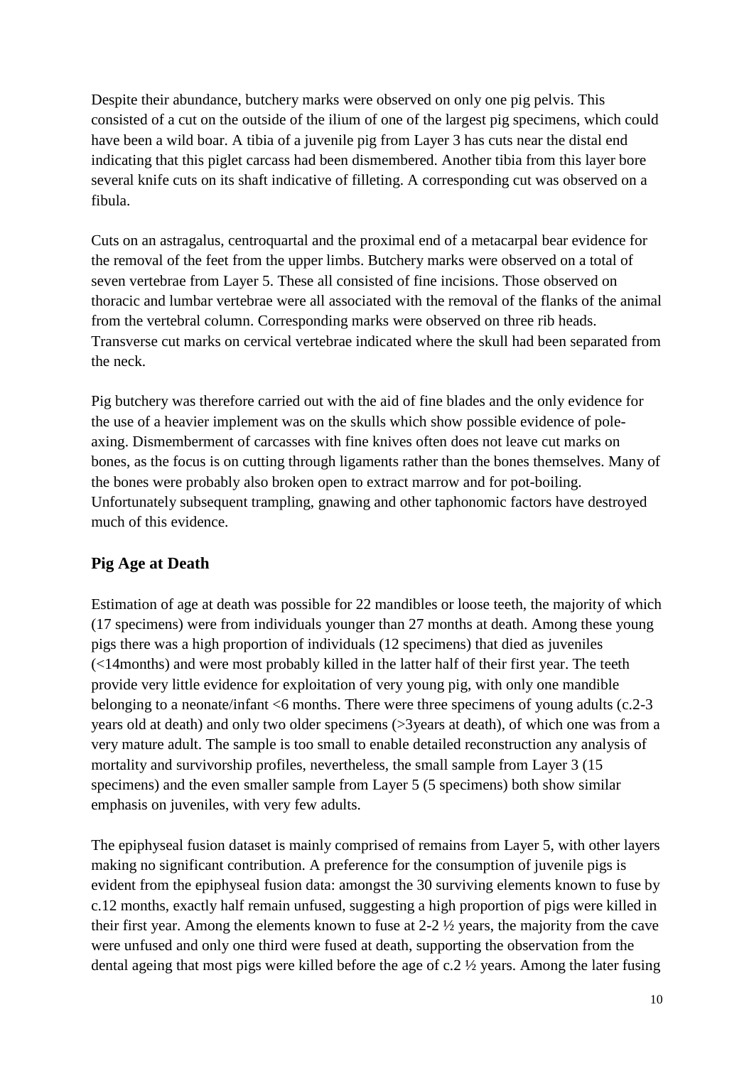Despite their abundance, butchery marks were observed on only one pig pelvis. This consisted of a cut on the outside of the ilium of one of the largest pig specimens, which could have been a wild boar. A tibia of a juvenile pig from Layer 3 has cuts near the distal end indicating that this piglet carcass had been dismembered. Another tibia from this layer bore several knife cuts on its shaft indicative of filleting. A corresponding cut was observed on a fibula.

Cuts on an astragalus, centroquartal and the proximal end of a metacarpal bear evidence for the removal of the feet from the upper limbs. Butchery marks were observed on a total of seven vertebrae from Layer 5. These all consisted of fine incisions. Those observed on thoracic and lumbar vertebrae were all associated with the removal of the flanks of the animal from the vertebral column. Corresponding marks were observed on three rib heads. Transverse cut marks on cervical vertebrae indicated where the skull had been separated from the neck.

Pig butchery was therefore carried out with the aid of fine blades and the only evidence for the use of a heavier implement was on the skulls which show possible evidence of pole-axing. Dismemberment of carcasses with fine knives often does not leave cut marks on bones, as the focus is on cutting through ligaments rather than the bones themselves. Many of the bones were probably also broken open to extract marrow and for pot-boiling. Unfortunately subsequent trampling, gnawing and other taphonomic factors have destroyed much of this evidence.

## Pig Age at Death

Estimation of age at death was possible for 22 mandibles or loose teeth, the majority of which (17 specimens) were from individuals younger than 27 months at death. Among these young pigs there was a high proportion of individuals (12 specimens) that died as juveniles (<14months) and were most probably killed in the latter half of their first year. The teeth provide very little evidence for exploitation of very young pig, with only one mandible belonging to a neonate/infant <6 months. There were three specimens of young adults (c.2-3 years old at death) and only two older specimens (>3years at death), of which one was from a very mature adult. The sample is too small to enable detailed reconstruction any analysis of mortality and survivorship profiles, nevertheless, the small sample from Layer 3 (15 specimens) and the even smaller sample from Layer 5 (5 specimens) both show similar emphasis on juveniles, with very few adults.

The epiphyseal fusion dataset is mainly comprised of remains from Layer 5, with other layers making no significant contribution. A preference for the consumption of juvenile pigs is evident from the epiphyseal fusion data: amongst the 30 surviving elements known to fuse by c.12 months, exactly half remain unfused, suggesting a high proportion of pigs were killed in their first year. Among the elements known to fuse at 2-2 ½ years, the majority from the cave were unfused and only one third were fused at death, supporting the observation from the dental ageing that most pigs were killed before the age of c.2 ½ years. Among the later fusing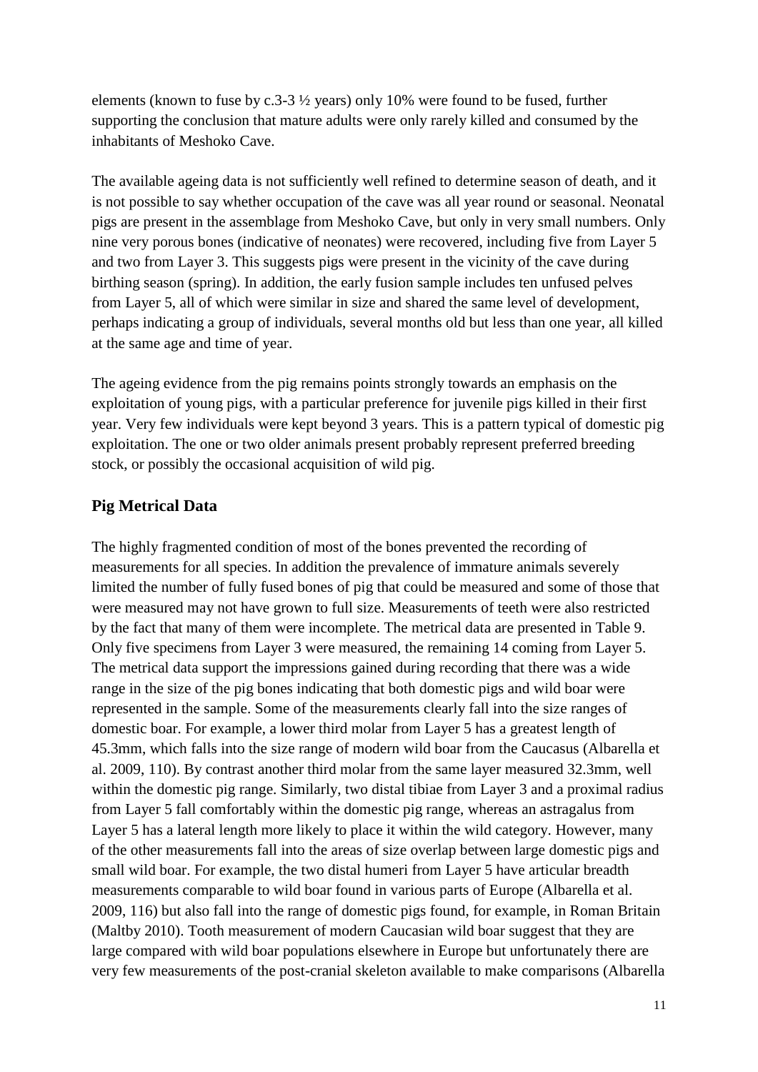elements (known to fuse by c.3-3 ½ years) only 10% were found to be fused, further supporting the conclusion that mature adults were only rarely killed and consumed by the inhabitants of Meshoko Cave.

The available ageing data is not sufficiently well refined to determine season of death, and it is not possible to say whether occupation of the cave was all year round or seasonal. Neonatal pigs are present in the assemblage from Meshoko Cave, but only in very small numbers. Only nine very porous bones (indicative of neonates) were recovered, including five from Layer 5 and two from Layer 3. This suggests pigs were present in the vicinity of the cave during birthing season (spring). In addition, the early fusion sample includes ten unfused pelves from Layer 5, all of which were similar in size and shared the same level of development, perhaps indicating a group of individuals, several months old but less than one year, all killed at the same age and time of year.

The ageing evidence from the pig remains points strongly towards an emphasis on the exploitation of young pigs, with a particular preference for juvenile pigs killed in their first year. Very few individuals were kept beyond 3 years. This is a pattern typical of domestic pig exploitation. The one or two older animals present probably represent preferred breeding stock, or possibly the occasional acquisition of wild pig.

## Pig Metrical Data

The highly fragmented condition of most of the bones prevented the recording of measurements for all species. In addition the prevalence of immature animals severely limited the number of fully fused bones of pig that could be measured and some of those that were measured may not have grown to full size. Measurements of teeth were also restricted by the fact that many of them were incomplete. The metrical data are presented in Table 9. Only five specimens from Layer 3 were measured, the remaining 14 coming from Layer 5. The metrical data support the impressions gained during recording that there was a wide range in the size of the pig bones indicating that both domestic pigs and wild boar were represented in the sample. Some of the measurements clearly fall into the size ranges of domestic boar. For example, a lower third molar from Layer 5 has a greatest length of 45.3mm, which falls into the size range of modern wild boar from the Caucasus (Albarella et al. 2009, 110). By contrast another third molar from the same layer measured 32.3mm, well within the domestic pig range. Similarly, two distal tibiae from Layer 3 and a proximal radius from Layer 5 fall comfortably within the domestic pig range, whereas an astragalus from Layer 5 has a lateral length more likely to place it within the wild category. However, many of the other measurements fall into the areas of size overlap between large domestic pigs and small wild boar. For example, the two distal humeri from Layer 5 have articular breadth measurements comparable to wild boar found in various parts of Europe (Albarella et al. 2009, 116) but also fall into the range of domestic pigs found, for example, in Roman Britain (Maltby 2010). Tooth measurement of modern Caucasian wild boar suggest that they are large compared with wild boar populations elsewhere in Europe but unfortunately there are very few measurements of the post-cranial skeleton available to make comparisons (Albarella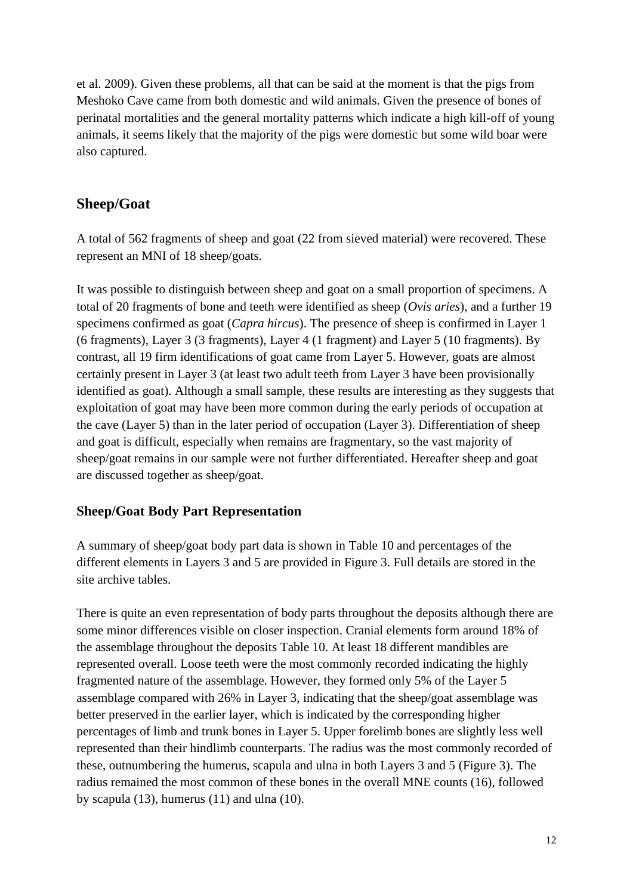et al. 2009). Given these problems, all that can be said at the moment is that the pigs from Meshoko Cave came from both domestic and wild animals. Given the presence of bones of perinatal mortalities and the general mortality patterns which indicate a high kill-off of young animals, it seems likely that the majority of the pigs were domestic but some wild boar were also captured.

## Sheep/Goat

A total of 562 fragments of sheep and goat (22 from sieved material) were recovered. These represent an MNI of 18 sheep/goats.

It was possible to distinguish between sheep and goat on a small proportion of specimens. A total of 20 fragments of bone and teeth were identified as sheep (*Ovis aries*), and a further 19 specimens confirmed as goat (*Capra hircus*). The presence of sheep is confirmed in Layer 1 (6 fragments), Layer 3 (3 fragments), Layer 4 (1 fragment) and Layer 5 (10 fragments). By contrast, all 19 firm identifications of goat came from Layer 5. However, goats are almost certainly present in Layer 3 (at least two adult teeth from Layer 3 have been provisionally identified as goat). Although a small sample, these results are interesting as they suggests that exploitation of goat may have been more common during the early periods of occupation at the cave (Layer 5) than in the later period of occupation (Layer 3). Differentiation of sheep and goat is difficult, especially when remains are fragmentary, so the vast majority of sheep/goat remains in our sample were not further differentiated. Hereafter sheep and goat are discussed together as sheep/goat.

### Sheep/Goat Body Part Representation

A summary of sheep/goat body part data is shown in Table 10 and percentages of the different elements in Layers 3 and 5 are provided in Figure 3. Full details are stored in the site archive tables.

There is quite an even representation of body parts throughout the deposits although there are some minor differences visible on closer inspection. Cranial elements form around 18% of the assemblage throughout the deposits Table 10. At least 18 different mandibles are represented overall. Loose teeth were the most commonly recorded indicating the highly fragmented nature of the assemblage. However, they formed only 5% of the Layer 5 assemblage compared with 26% in Layer 3, indicating that the sheep/goat assemblage was better preserved in the earlier layer, which is indicated by the corresponding higher percentages of limb and trunk bones in Layer 5. Upper forelimb bones are slightly less well represented than their hindlimb counterparts. The radius was the most commonly recorded of these, outnumbering the humerus, scapula and ulna in both Layers 3 and 5 (Figure 3). The radius remained the most common of these bones in the overall MNE counts (16), followed by scapula (13), humerus (11) and ulna (10).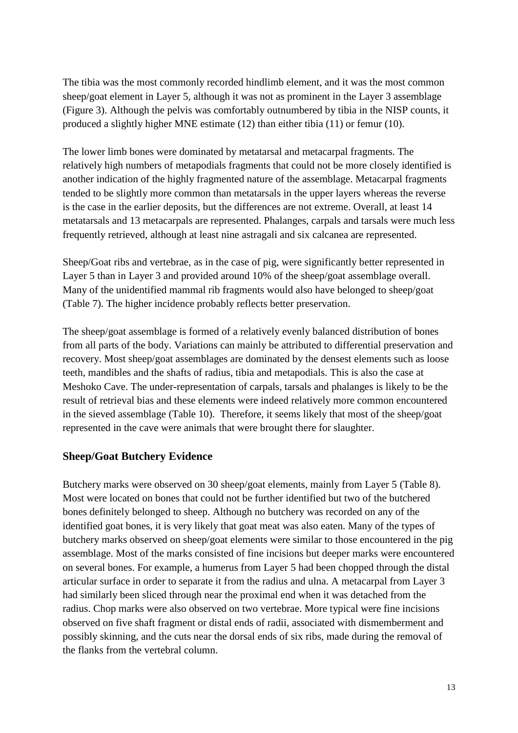The tibia was the most commonly recorded hindlimb element, and it was the most common sheep/goat element in Layer 5, although it was not as prominent in the Layer 3 assemblage (Figure 3). Although the pelvis was comfortably outnumbered by tibia in the NISP counts, it produced a slightly higher MNE estimate (12) than either tibia (11) or femur (10).

The lower limb bones were dominated by metatarsal and metacarpal fragments. The relatively high numbers of metapodials fragments that could not be more closely identified is another indication of the highly fragmented nature of the assemblage. Metacarpal fragments tended to be slightly more common than metatarsals in the upper layers whereas the reverse is the case in the earlier deposits, but the differences are not extreme. Overall, at least 14 metatarsals and 13 metacarpals are represented. Phalanges, carpals and tarsals were much less frequently retrieved, although at least nine astragali and six calcanea are represented.

Sheep/Goat ribs and vertebrae, as in the case of pig, were significantly better represented in Layer 5 than in Layer 3 and provided around 10% of the sheep/goat assemblage overall. Many of the unidentified mammal rib fragments would also have belonged to sheep/goat (Table 7). The higher incidence probably reflects better preservation.

The sheep/goat assemblage is formed of a relatively evenly balanced distribution of bones from all parts of the body. Variations can mainly be attributed to differential preservation and recovery. Most sheep/goat assemblages are dominated by the densest elements such as loose teeth, mandibles and the shafts of radius, tibia and metapodials. This is also the case at Meshoko Cave. The under-representation of carpals, tarsals and phalanges is likely to be the result of retrieval bias and these elements were indeed relatively more common encountered in the sieved assemblage (Table 10). Therefore, it seems likely that most of the sheep/goat represented in the cave were animals that were brought there for slaughter.

## Sheep/Goat Butchery Evidence

Butchery marks were observed on 30 sheep/goat elements, mainly from Layer 5 (Table 8). Most were located on bones that could not be further identified but two of the butchered bones definitely belonged to sheep. Although no butchery was recorded on any of the identified goat bones, it is very likely that goat meat was also eaten. Many of the types of butchery marks observed on sheep/goat elements were similar to those encountered in the pig assemblage. Most of the marks consisted of fine incisions but deeper marks were encountered on several bones. For example, a humerus from Layer 5 had been chopped through the distal articular surface in order to separate it from the radius and ulna. A metacarpal from Layer 3 had similarly been sliced through near the proximal end when it was detached from the radius. Chop marks were also observed on two vertebrae. More typical were fine incisions observed on five shaft fragment or distal ends of radii, associated with dismemberment and possibly skinning, and the cuts near the dorsal ends of six ribs, made during the removal of the flanks from the vertebral column.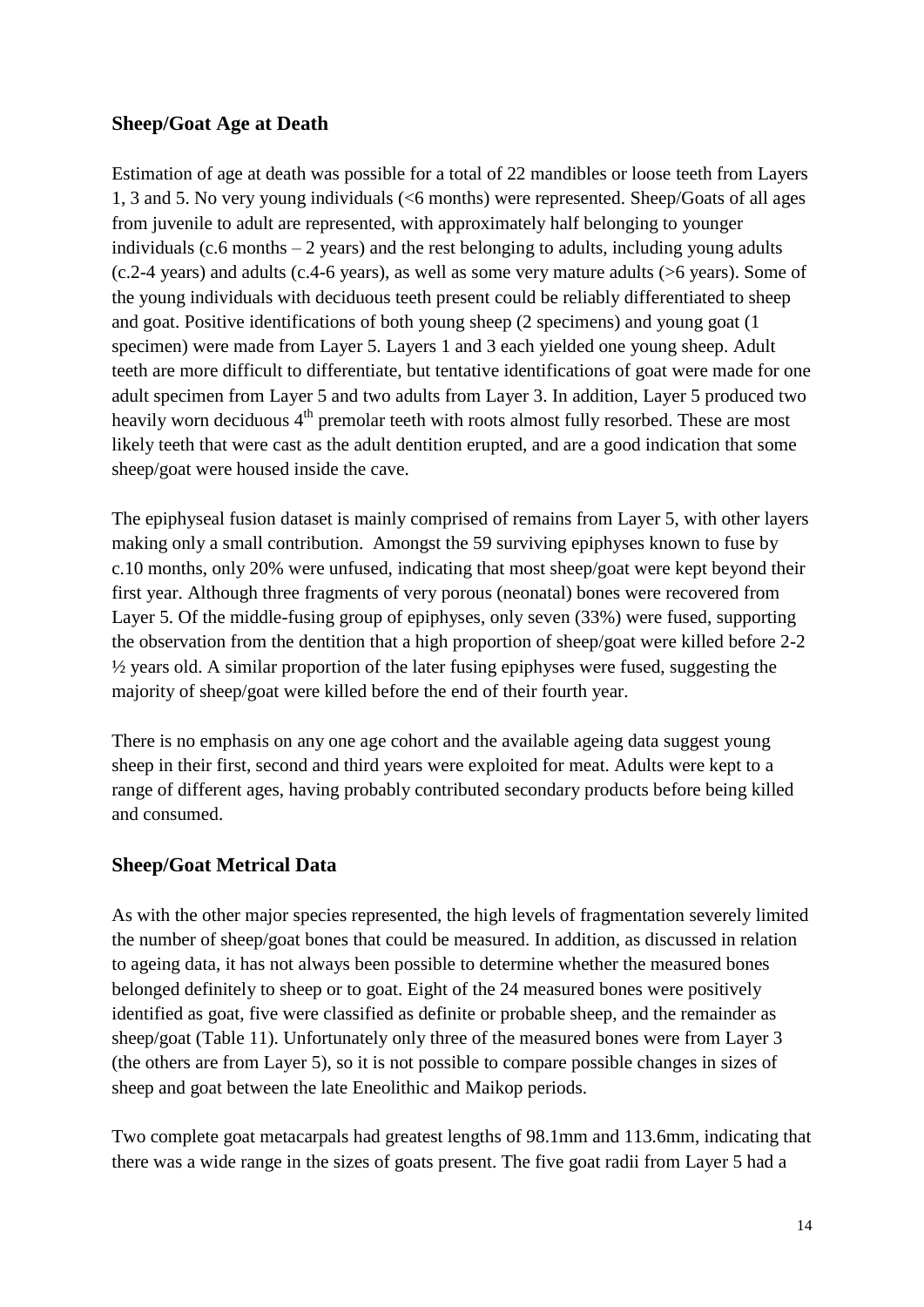## Sheep/Goat Age at Death

Estimation of age at death was possible for a total of 22 mandibles or loose teeth from Layers 1, 3 and 5. No very young individuals (<6 months) were represented. Sheep/Goats of all ages from juvenile to adult are represented, with approximately half belonging to younger individuals (c.6 months – 2 years) and the rest belonging to adults, including young adults (c.2-4 years) and adults (c.4-6 years), as well as some very mature adults (>6 years). Some of the young individuals with deciduous teeth present could be reliably differentiated to sheep and goat. Positive identifications of both young sheep (2 specimens) and young goat (1 specimen) were made from Layer 5. Layers 1 and 3 each yielded one young sheep. Adult teeth are more difficult to differentiate, but tentative identifications of goat were made for one adult specimen from Layer 5 and two adults from Layer 3. In addition, Layer 5 produced two heavily worn deciduous 4th premolar teeth with roots almost fully resorbed. These are most likely teeth that were cast as the adult dentition erupted, and are a good indication that some sheep/goat were housed inside the cave.

The epiphyseal fusion dataset is mainly comprised of remains from Layer 5, with other layers making only a small contribution. Amongst the 59 surviving epiphyses known to fuse by c.10 months, only 20% were unfused, indicating that most sheep/goat were kept beyond their first year. Although three fragments of very porous (neonatal) bones were recovered from Layer 5. Of the middle-fusing group of epiphyses, only seven (33%) were fused, supporting the observation from the dentition that a high proportion of sheep/goat were killed before 2-2 ½ years old. A similar proportion of the later fusing epiphyses were fused, suggesting the majority of sheep/goat were killed before the end of their fourth year.

There is no emphasis on any one age cohort and the available ageing data suggest young sheep in their first, second and third years were exploited for meat. Adults were kept to a range of different ages, having probably contributed secondary products before being killed and consumed.

## Sheep/Goat Metrical Data

As with the other major species represented, the high levels of fragmentation severely limited the number of sheep/goat bones that could be measured. In addition, as discussed in relation to ageing data, it has not always been possible to determine whether the measured bones belonged definitely to sheep or to goat. Eight of the 24 measured bones were positively identified as goat, five were classified as definite or probable sheep, and the remainder as sheep/goat (Table 11). Unfortunately only three of the measured bones were from Layer 3 (the others are from Layer 5), so it is not possible to compare possible changes in sizes of sheep and goat between the late Eneolithic and Maikop periods.

Two complete goat metacarpals had greatest lengths of 98.1mm and 113.6mm, indicating that there was a wide range in the sizes of goats present. The five goat radii from Layer 5 had a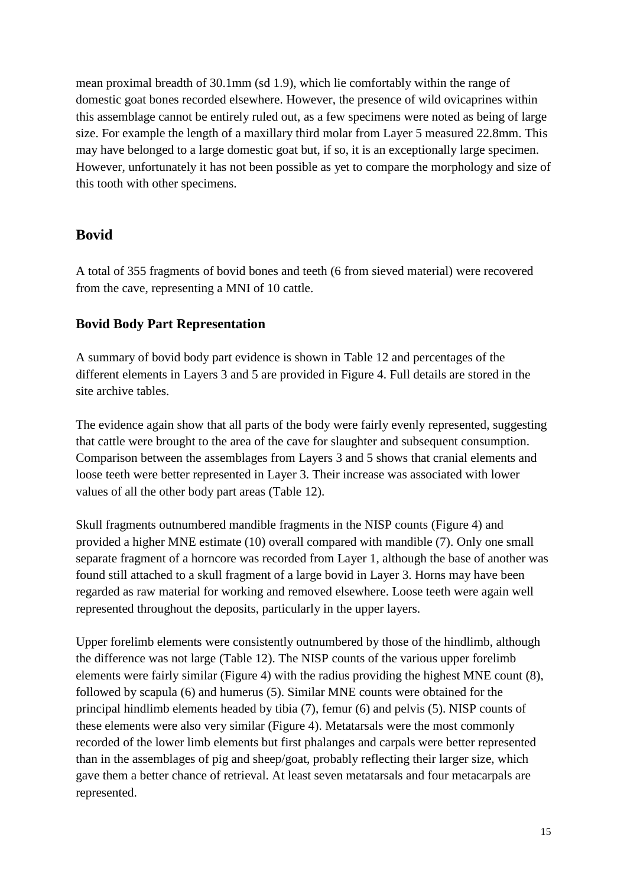mean proximal breadth of 30.1mm (sd 1.9), which lie comfortably within the range of domestic goat bones recorded elsewhere. However, the presence of wild ovicaprines within this assemblage cannot be entirely ruled out, as a few specimens were noted as being of large size. For example the length of a maxillary third molar from Layer 5 measured 22.8mm. This may have belonged to a large domestic goat but, if so, it is an exceptionally large specimen. However, unfortunately it has not been possible as yet to compare the morphology and size of this tooth with other specimens.

## Bovid

A total of 355 fragments of bovid bones and teeth (6 from sieved material) were recovered from the cave, representing a MNI of 10 cattle.

### Bovid Body Part Representation

A summary of bovid body part evidence is shown in Table 12 and percentages of the different elements in Layers 3 and 5 are provided in Figure 4. Full details are stored in the site archive tables.

The evidence again show that all parts of the body were fairly evenly represented, suggesting that cattle were brought to the area of the cave for slaughter and subsequent consumption. Comparison between the assemblages from Layers 3 and 5 shows that cranial elements and loose teeth were better represented in Layer 3. Their increase was associated with lower values of all the other body part areas (Table 12).

Skull fragments outnumbered mandible fragments in the NISP counts (Figure 4) and provided a higher MNE estimate (10) overall compared with mandible (7). Only one small separate fragment of a horncore was recorded from Layer 1, although the base of another was found still attached to a skull fragment of a large bovid in Layer 3. Horns may have been regarded as raw material for working and removed elsewhere. Loose teeth were again well represented throughout the deposits, particularly in the upper layers.

Upper forelimb elements were consistently outnumbered by those of the hindlimb, although the difference was not large (Table 12). The NISP counts of the various upper forelimb elements were fairly similar (Figure 4) with the radius providing the highest MNE count (8), followed by scapula (6) and humerus (5). Similar MNE counts were obtained for the principal hindlimb elements headed by tibia (7), femur (6) and pelvis (5). NISP counts of these elements were also very similar (Figure 4). Metatarsals were the most commonly recorded of the lower limb elements but first phalanges and carpals were better represented than in the assemblages of pig and sheep/goat, probably reflecting their larger size, which gave them a better chance of retrieval. At least seven metatarsals and four metacarpals are represented.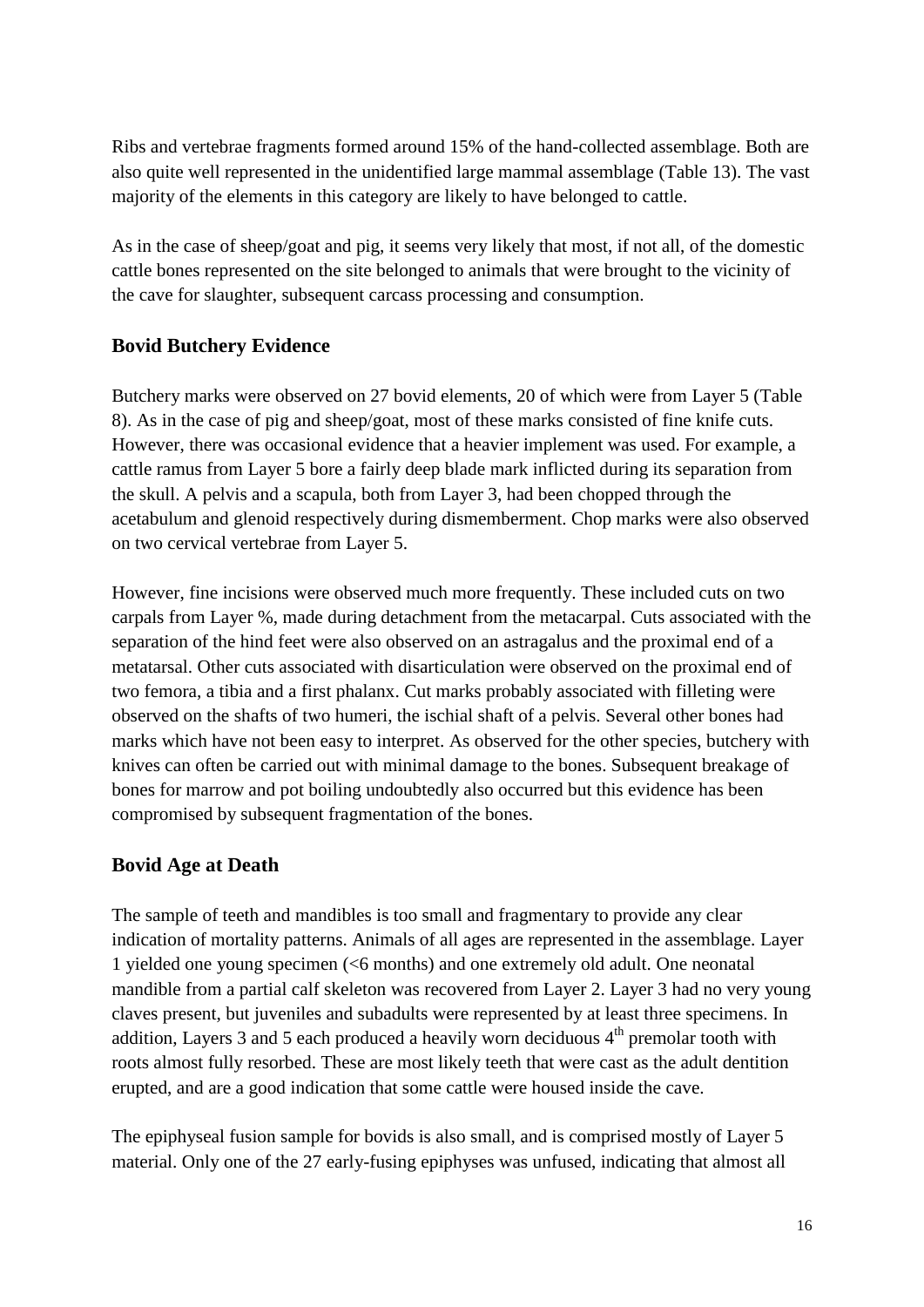Ribs and vertebrae fragments formed around 15% of the hand-collected assemblage. Both are also quite well represented in the unidentified large mammal assemblage (Table 13). The vast majority of the elements in this category are likely to have belonged to cattle.

As in the case of sheep/goat and pig, it seems very likely that most, if not all, of the domestic cattle bones represented on the site belonged to animals that were brought to the vicinity of the cave for slaughter, subsequent carcass processing and consumption.

## Bovid Butchery Evidence

Butchery marks were observed on 27 bovid elements, 20 of which were from Layer 5 (Table 8). As in the case of pig and sheep/goat, most of these marks consisted of fine knife cuts. However, there was occasional evidence that a heavier implement was used. For example, a cattle ramus from Layer 5 bore a fairly deep blade mark inflicted during its separation from the skull. A pelvis and a scapula, both from Layer 3, had been chopped through the acetabulum and glenoid respectively during dismemberment. Chop marks were also observed on two cervical vertebrae from Layer 5.

However, fine incisions were observed much more frequently. These included cuts on two carpals from Layer %, made during detachment from the metacarpal. Cuts associated with the separation of the hind feet were also observed on an astragalus and the proximal end of a metatarsal. Other cuts associated with disarticulation were observed on the proximal end of two femora, a tibia and a first phalanx. Cut marks probably associated with filleting were observed on the shafts of two humeri, the ischial shaft of a pelvis. Several other bones had marks which have not been easy to interpret. As observed for the other species, butchery with knives can often be carried out with minimal damage to the bones. Subsequent breakage of bones for marrow and pot boiling undoubtedly also occurred but this evidence has been compromised by subsequent fragmentation of the bones.

## Bovid Age at Death

The sample of teeth and mandibles is too small and fragmentary to provide any clear indication of mortality patterns. Animals of all ages are represented in the assemblage. Layer 1 yielded one young specimen (<6 months) and one extremely old adult. One neonatal mandible from a partial calf skeleton was recovered from Layer 2. Layer 3 had no very young claves present, but juveniles and subadults were represented by at least three specimens. In addition, Layers 3 and 5 each produced a heavily worn deciduous 4$^{th}$ premolar tooth with roots almost fully resorbed. These are most likely teeth that were cast as the adult dentition erupted, and are a good indication that some cattle were housed inside the cave.

The epiphyseal fusion sample for bovids is also small, and is comprised mostly of Layer 5 material. Only one of the 27 early-fusing epiphyses was unfused, indicating that almost all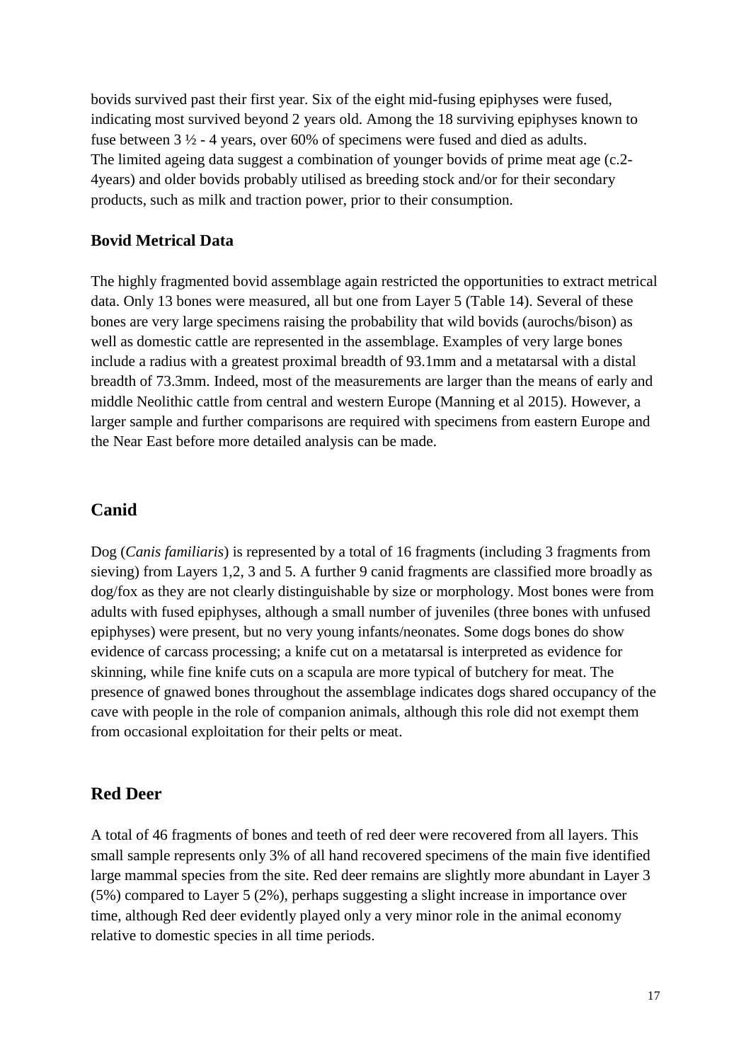bovids survived past their first year. Six of the eight mid-fusing epiphyses were fused, indicating most survived beyond 2 years old. Among the 18 surviving epiphyses known to fuse between 3 ½ - 4 years, over 60% of specimens were fused and died as adults. The limited ageing data suggest a combination of younger bovids of prime meat age (c.2-4years) and older bovids probably utilised as breeding stock and/or for their secondary products, such as milk and traction power, prior to their consumption.

### Bovid Metrical Data

The highly fragmented bovid assemblage again restricted the opportunities to extract metrical data. Only 13 bones were measured, all but one from Layer 5 (Table 14). Several of these bones are very large specimens raising the probability that wild bovids (aurochs/bison) as well as domestic cattle are represented in the assemblage. Examples of very large bones include a radius with a greatest proximal breadth of 93.1mm and a metatarsal with a distal breadth of 73.3mm. Indeed, most of the measurements are larger than the means of early and middle Neolithic cattle from central and western Europe (Manning et al 2015). However, a larger sample and further comparisons are required with specimens from eastern Europe and the Near East before more detailed analysis can be made.

## Canid

Dog (*Canis familiaris*) is represented by a total of 16 fragments (including 3 fragments from sieving) from Layers 1,2, 3 and 5. A further 9 canid fragments are classified more broadly as dog/fox as they are not clearly distinguishable by size or morphology. Most bones were from adults with fused epiphyses, although a small number of juveniles (three bones with unfused epiphyses) were present, but no very young infants/neonates. Some dogs bones do show evidence of carcass processing; a knife cut on a metatarsal is interpreted as evidence for skinning, while fine knife cuts on a scapula are more typical of butchery for meat. The presence of gnawed bones throughout the assemblage indicates dogs shared occupancy of the cave with people in the role of companion animals, although this role did not exempt them from occasional exploitation for their pelts or meat.

## Red Deer

A total of 46 fragments of bones and teeth of red deer were recovered from all layers. This small sample represents only 3% of all hand recovered specimens of the main five identified large mammal species from the site. Red deer remains are slightly more abundant in Layer 3 (5%) compared to Layer 5 (2%), perhaps suggesting a slight increase in importance over time, although Red deer evidently played only a very minor role in the animal economy relative to domestic species in all time periods.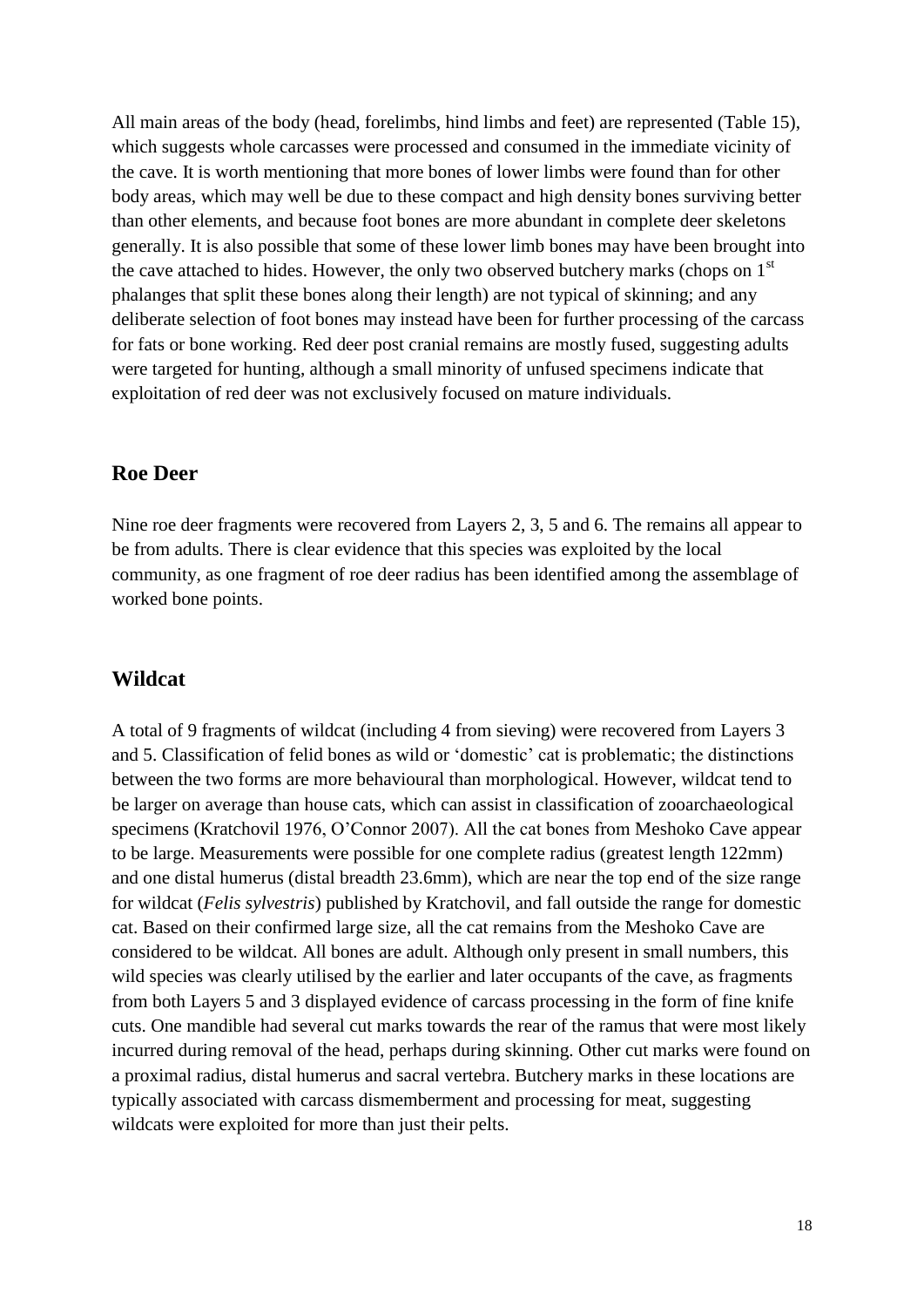All main areas of the body (head, forelimbs, hind limbs and feet) are represented (Table 15), which suggests whole carcasses were processed and consumed in the immediate vicinity of the cave. It is worth mentioning that more bones of lower limbs were found than for other body areas, which may well be due to these compact and high density bones surviving better than other elements, and because foot bones are more abundant in complete deer skeletons generally. It is also possible that some of these lower limb bones may have been brought into the cave attached to hides. However, the only two observed butchery marks (chops on 1st phalanges that split these bones along their length) are not typical of skinning; and any deliberate selection of foot bones may instead have been for further processing of the carcass for fats or bone working. Red deer post cranial remains are mostly fused, suggesting adults were targeted for hunting, although a small minority of unfused specimens indicate that exploitation of red deer was not exclusively focused on mature individuals.

## Roe Deer

Nine roe deer fragments were recovered from Layers 2, 3, 5 and 6. The remains all appear to be from adults. There is clear evidence that this species was exploited by the local community, as one fragment of roe deer radius has been identified among the assemblage of worked bone points.

## Wildcat

A total of 9 fragments of wildcat (including 4 from sieving) were recovered from Layers 3 and 5. Classification of felid bones as wild or 'domestic' cat is problematic; the distinctions between the two forms are more behavioural than morphological. However, wildcat tend to be larger on average than house cats, which can assist in classification of zooarchaeological specimens (Kratchovil 1976, O'Connor 2007). All the cat bones from Meshoko Cave appear to be large. Measurements were possible for one complete radius (greatest length 122mm) and one distal humerus (distal breadth 23.6mm), which are near the top end of the size range for wildcat (*Felis sylvestris*) published by Kratchovil, and fall outside the range for domestic cat. Based on their confirmed large size, all the cat remains from the Meshoko Cave are considered to be wildcat. All bones are adult. Although only present in small numbers, this wild species was clearly utilised by the earlier and later occupants of the cave, as fragments from both Layers 5 and 3 displayed evidence of carcass processing in the form of fine knife cuts. One mandible had several cut marks towards the rear of the ramus that were most likely incurred during removal of the head, perhaps during skinning. Other cut marks were found on a proximal radius, distal humerus and sacral vertebra. Butchery marks in these locations are typically associated with carcass dismemberment and processing for meat, suggesting wildcats were exploited for more than just their pelts.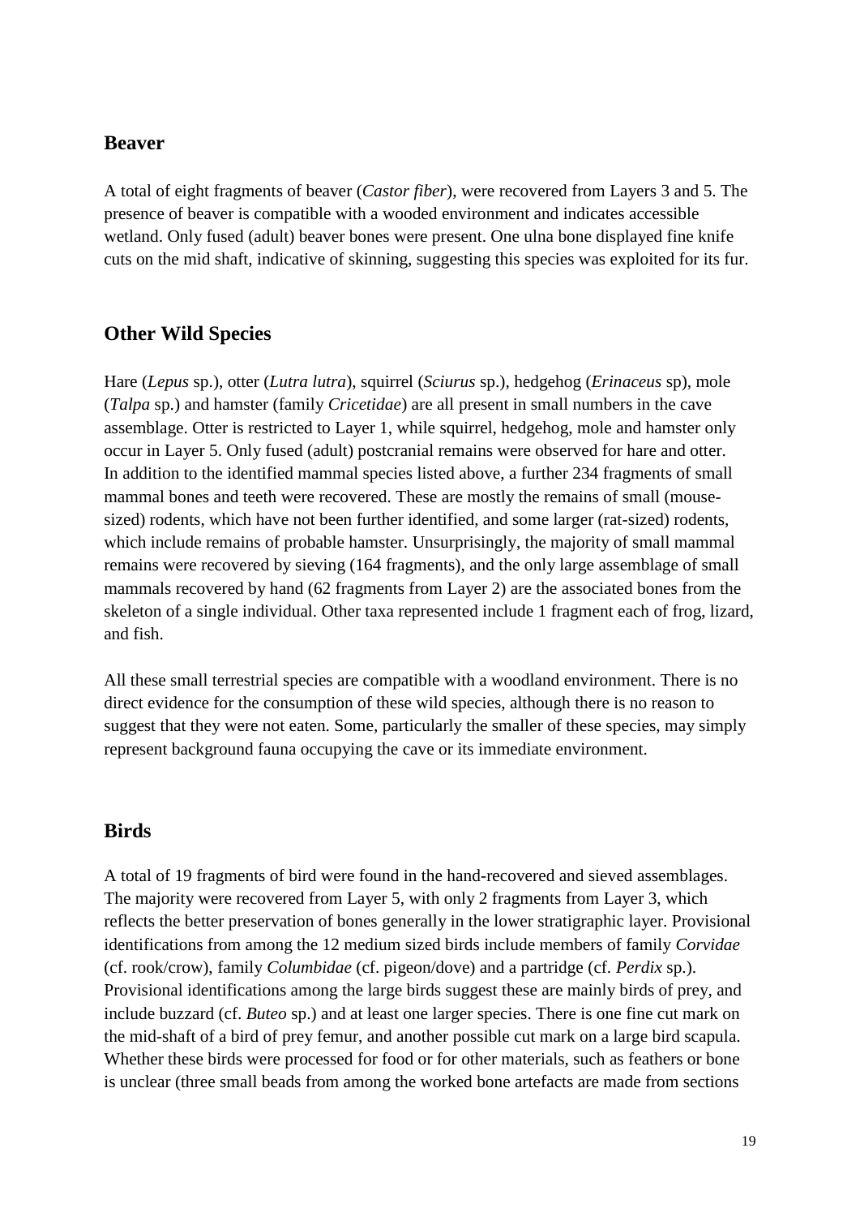## Beaver

A total of eight fragments of beaver (*Castor fiber*), were recovered from Layers 3 and 5. The presence of beaver is compatible with a wooded environment and indicates accessible wetland. Only fused (adult) beaver bones were present. One ulna bone displayed fine knife cuts on the mid shaft, indicative of skinning, suggesting this species was exploited for its fur.

## Other Wild Species

Hare (*Lepus* sp.), otter (*Lutra lutra*), squirrel (*Sciurus* sp.), hedgehog (*Erinaceus* sp), mole (*Talpa* sp.) and hamster (family *Cricetidae*) are all present in small numbers in the cave assemblage. Otter is restricted to Layer 1, while squirrel, hedgehog, mole and hamster only occur in Layer 5. Only fused (adult) postcranial remains were observed for hare and otter. In addition to the identified mammal species listed above, a further 234 fragments of small mammal bones and teeth were recovered. These are mostly the remains of small (mouse-sized) rodents, which have not been further identified, and some larger (rat-sized) rodents, which include remains of probable hamster. Unsurprisingly, the majority of small mammal remains were recovered by sieving (164 fragments), and the only large assemblage of small mammals recovered by hand (62 fragments from Layer 2) are the associated bones from the skeleton of a single individual. Other taxa represented include 1 fragment each of frog, lizard, and fish.

All these small terrestrial species are compatible with a woodland environment. There is no direct evidence for the consumption of these wild species, although there is no reason to suggest that they were not eaten. Some, particularly the smaller of these species, may simply represent background fauna occupying the cave or its immediate environment.

## Birds

A total of 19 fragments of bird were found in the hand-recovered and sieved assemblages. The majority were recovered from Layer 5, with only 2 fragments from Layer 3, which reflects the better preservation of bones generally in the lower stratigraphic layer. Provisional identifications from among the 12 medium sized birds include members of family *Corvidae* (cf. rook/crow), family *Columbidae* (cf. pigeon/dove) and a partridge (cf. *Perdix* sp.). Provisional identifications among the large birds suggest these are mainly birds of prey, and include buzzard (cf. *Buteo* sp.) and at least one larger species. There is one fine cut mark on the mid-shaft of a bird of prey femur, and another possible cut mark on a large bird scapula. Whether these birds were processed for food or for other materials, such as feathers or bone is unclear (three small beads from among the worked bone artefacts are made from sections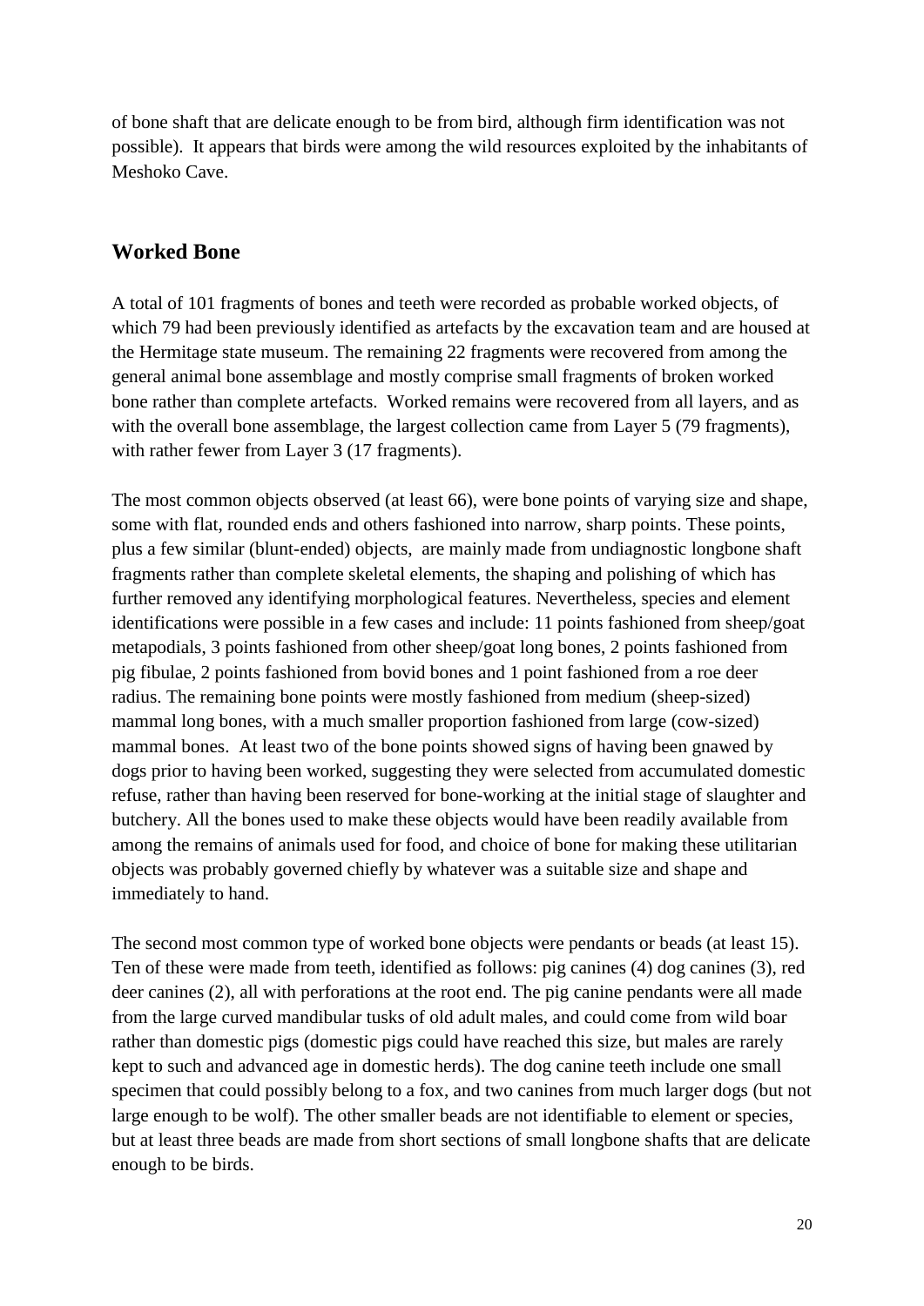of bone shaft that are delicate enough to be from bird, although firm identification was not possible). It appears that birds were among the wild resources exploited by the inhabitants of Meshoko Cave.

## Worked Bone

A total of 101 fragments of bones and teeth were recorded as probable worked objects, of which 79 had been previously identified as artefacts by the excavation team and are housed at the Hermitage state museum. The remaining 22 fragments were recovered from among the general animal bone assemblage and mostly comprise small fragments of broken worked bone rather than complete artefacts. Worked remains were recovered from all layers, and as with the overall bone assemblage, the largest collection came from Layer 5 (79 fragments), with rather fewer from Layer 3 (17 fragments).

The most common objects observed (at least 66), were bone points of varying size and shape, some with flat, rounded ends and others fashioned into narrow, sharp points. These points, plus a few similar (blunt-ended) objects, are mainly made from undiagnostic longbone shaft fragments rather than complete skeletal elements, the shaping and polishing of which has further removed any identifying morphological features. Nevertheless, species and element identifications were possible in a few cases and include: 11 points fashioned from sheep/goat metapodials, 3 points fashioned from other sheep/goat long bones, 2 points fashioned from pig fibulae, 2 points fashioned from bovid bones and 1 point fashioned from a roe deer radius. The remaining bone points were mostly fashioned from medium (sheep-sized) mammal long bones, with a much smaller proportion fashioned from large (cow-sized) mammal bones. At least two of the bone points showed signs of having been gnawed by dogs prior to having been worked, suggesting they were selected from accumulated domestic refuse, rather than having been reserved for bone-working at the initial stage of slaughter and butchery. All the bones used to make these objects would have been readily available from among the remains of animals used for food, and choice of bone for making these utilitarian objects was probably governed chiefly by whatever was a suitable size and shape and immediately to hand.

The second most common type of worked bone objects were pendants or beads (at least 15). Ten of these were made from teeth, identified as follows: pig canines (4) dog canines (3), red deer canines (2), all with perforations at the root end. The pig canine pendants were all made from the large curved mandibular tusks of old adult males, and could come from wild boar rather than domestic pigs (domestic pigs could have reached this size, but males are rarely kept to such and advanced age in domestic herds). The dog canine teeth include one small specimen that could possibly belong to a fox, and two canines from much larger dogs (but not large enough to be wolf). The other smaller beads are not identifiable to element or species, but at least three beads are made from short sections of small longbone shafts that are delicate enough to be birds.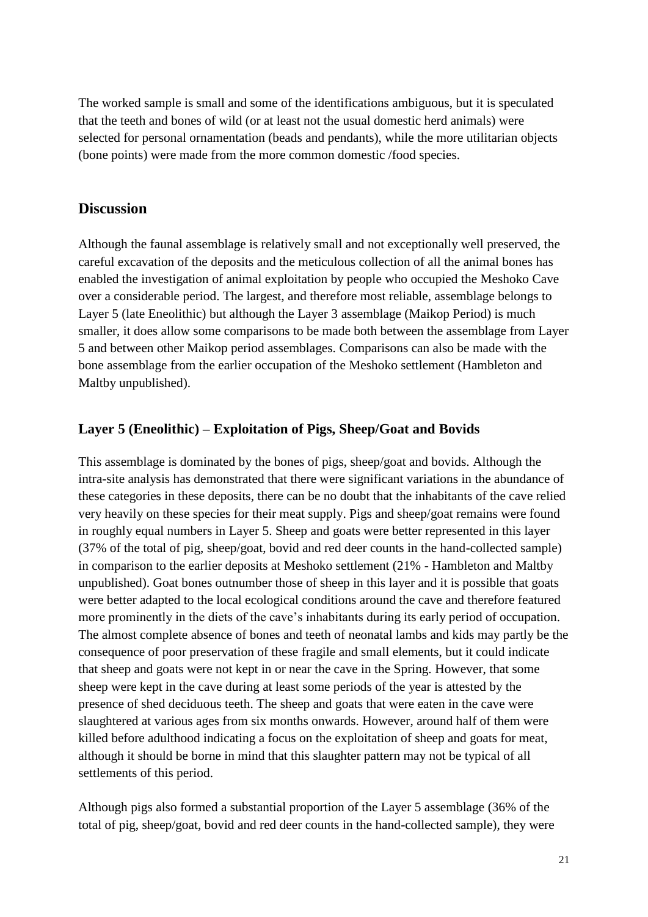The worked sample is small and some of the identifications ambiguous, but it is speculated that the teeth and bones of wild (or at least not the usual domestic herd animals) were selected for personal ornamentation (beads and pendants), while the more utilitarian objects (bone points) were made from the more common domestic /food species.

## Discussion

Although the faunal assemblage is relatively small and not exceptionally well preserved, the careful excavation of the deposits and the meticulous collection of all the animal bones has enabled the investigation of animal exploitation by people who occupied the Meshoko Cave over a considerable period. The largest, and therefore most reliable, assemblage belongs to Layer 5 (late Eneolithic) but although the Layer 3 assemblage (Maikop Period) is much smaller, it does allow some comparisons to be made both between the assemblage from Layer 5 and between other Maikop period assemblages. Comparisons can also be made with the bone assemblage from the earlier occupation of the Meshoko settlement (Hambleton and Maltby unpublished).

### Layer 5 (Eneolithic) – Exploitation of Pigs, Sheep/Goat and Bovids

This assemblage is dominated by the bones of pigs, sheep/goat and bovids. Although the intra-site analysis has demonstrated that there were significant variations in the abundance of these categories in these deposits, there can be no doubt that the inhabitants of the cave relied very heavily on these species for their meat supply. Pigs and sheep/goat remains were found in roughly equal numbers in Layer 5. Sheep and goats were better represented in this layer (37% of the total of pig, sheep/goat, bovid and red deer counts in the hand-collected sample) in comparison to the earlier deposits at Meshoko settlement (21% - Hambleton and Maltby unpublished). Goat bones outnumber those of sheep in this layer and it is possible that goats were better adapted to the local ecological conditions around the cave and therefore featured more prominently in the diets of the cave's inhabitants during its early period of occupation. The almost complete absence of bones and teeth of neonatal lambs and kids may partly be the consequence of poor preservation of these fragile and small elements, but it could indicate that sheep and goats were not kept in or near the cave in the Spring. However, that some sheep were kept in the cave during at least some periods of the year is attested by the presence of shed deciduous teeth. The sheep and goats that were eaten in the cave were slaughtered at various ages from six months onwards. However, around half of them were killed before adulthood indicating a focus on the exploitation of sheep and goats for meat, although it should be borne in mind that this slaughter pattern may not be typical of all settlements of this period.

Although pigs also formed a substantial proportion of the Layer 5 assemblage (36% of the total of pig, sheep/goat, bovid and red deer counts in the hand-collected sample), they were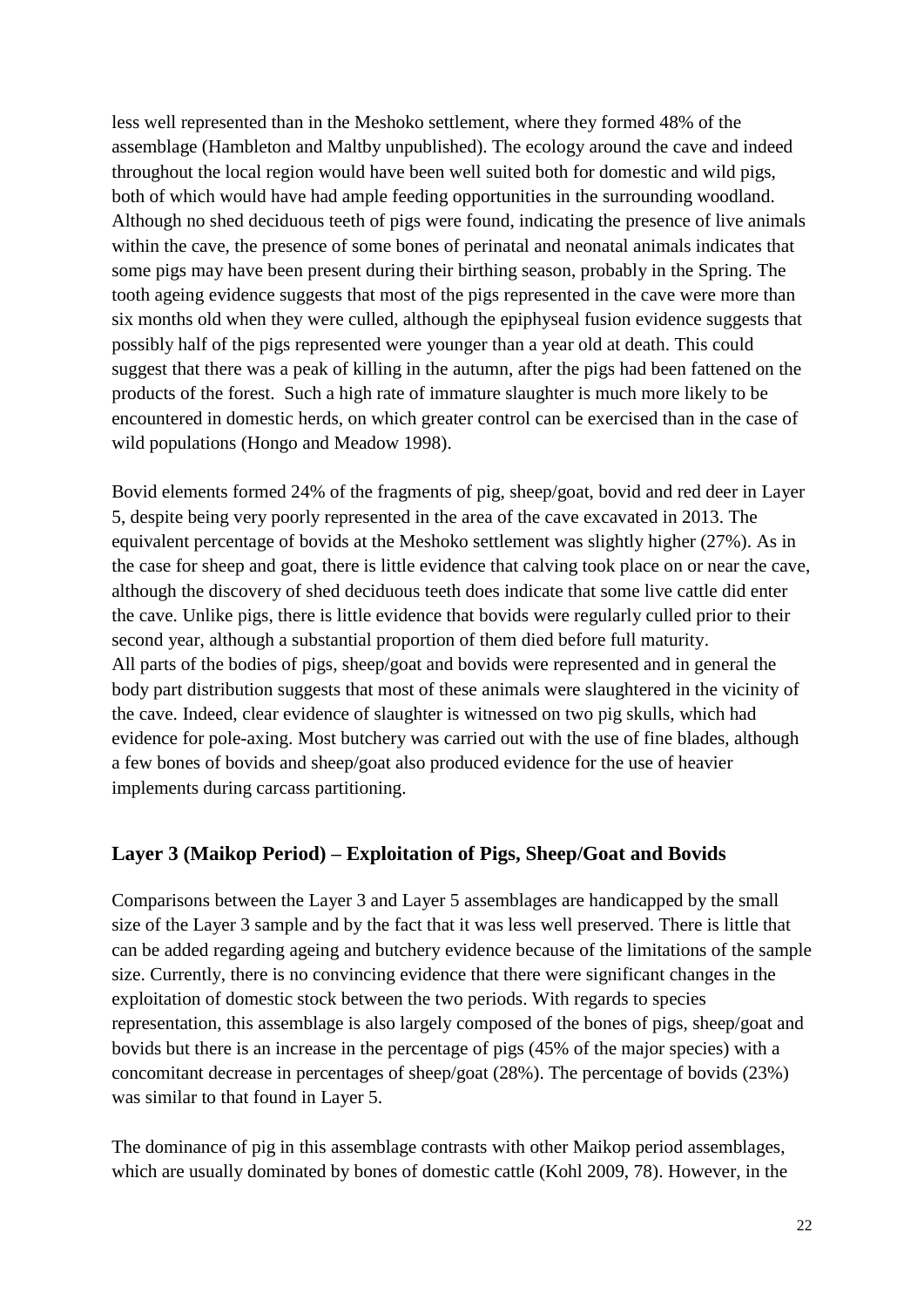less well represented than in the Meshoko settlement, where they formed 48% of the assemblage (Hambleton and Maltby unpublished). The ecology around the cave and indeed throughout the local region would have been well suited both for domestic and wild pigs, both of which would have had ample feeding opportunities in the surrounding woodland. Although no shed deciduous teeth of pigs were found, indicating the presence of live animals within the cave, the presence of some bones of perinatal and neonatal animals indicates that some pigs may have been present during their birthing season, probably in the Spring. The tooth ageing evidence suggests that most of the pigs represented in the cave were more than six months old when they were culled, although the epiphyseal fusion evidence suggests that possibly half of the pigs represented were younger than a year old at death. This could suggest that there was a peak of killing in the autumn, after the pigs had been fattened on the products of the forest. Such a high rate of immature slaughter is much more likely to be encountered in domestic herds, on which greater control can be exercised than in the case of wild populations (Hongo and Meadow 1998).

Bovid elements formed 24% of the fragments of pig, sheep/goat, bovid and red deer in Layer 5, despite being very poorly represented in the area of the cave excavated in 2013. The equivalent percentage of bovids at the Meshoko settlement was slightly higher (27%). As in the case for sheep and goat, there is little evidence that calving took place on or near the cave, although the discovery of shed deciduous teeth does indicate that some live cattle did enter the cave. Unlike pigs, there is little evidence that bovids were regularly culled prior to their second year, although a substantial proportion of them died before full maturity.
All parts of the bodies of pigs, sheep/goat and bovids were represented and in general the body part distribution suggests that most of these animals were slaughtered in the vicinity of the cave. Indeed, clear evidence of slaughter is witnessed on two pig skulls, which had evidence for pole-axing. Most butchery was carried out with the use of fine blades, although a few bones of bovids and sheep/goat also produced evidence for the use of heavier implements during carcass partitioning.

## Layer 3 (Maikop Period) – Exploitation of Pigs, Sheep/Goat and Bovids

Comparisons between the Layer 3 and Layer 5 assemblages are handicapped by the small size of the Layer 3 sample and by the fact that it was less well preserved. There is little that can be added regarding ageing and butchery evidence because of the limitations of the sample size. Currently, there is no convincing evidence that there were significant changes in the exploitation of domestic stock between the two periods. With regards to species representation, this assemblage is also largely composed of the bones of pigs, sheep/goat and bovids but there is an increase in the percentage of pigs (45% of the major species) with a concomitant decrease in percentages of sheep/goat (28%). The percentage of bovids (23%) was similar to that found in Layer 5.

The dominance of pig in this assemblage contrasts with other Maikop period assemblages, which are usually dominated by bones of domestic cattle (Kohl 2009, 78). However, in the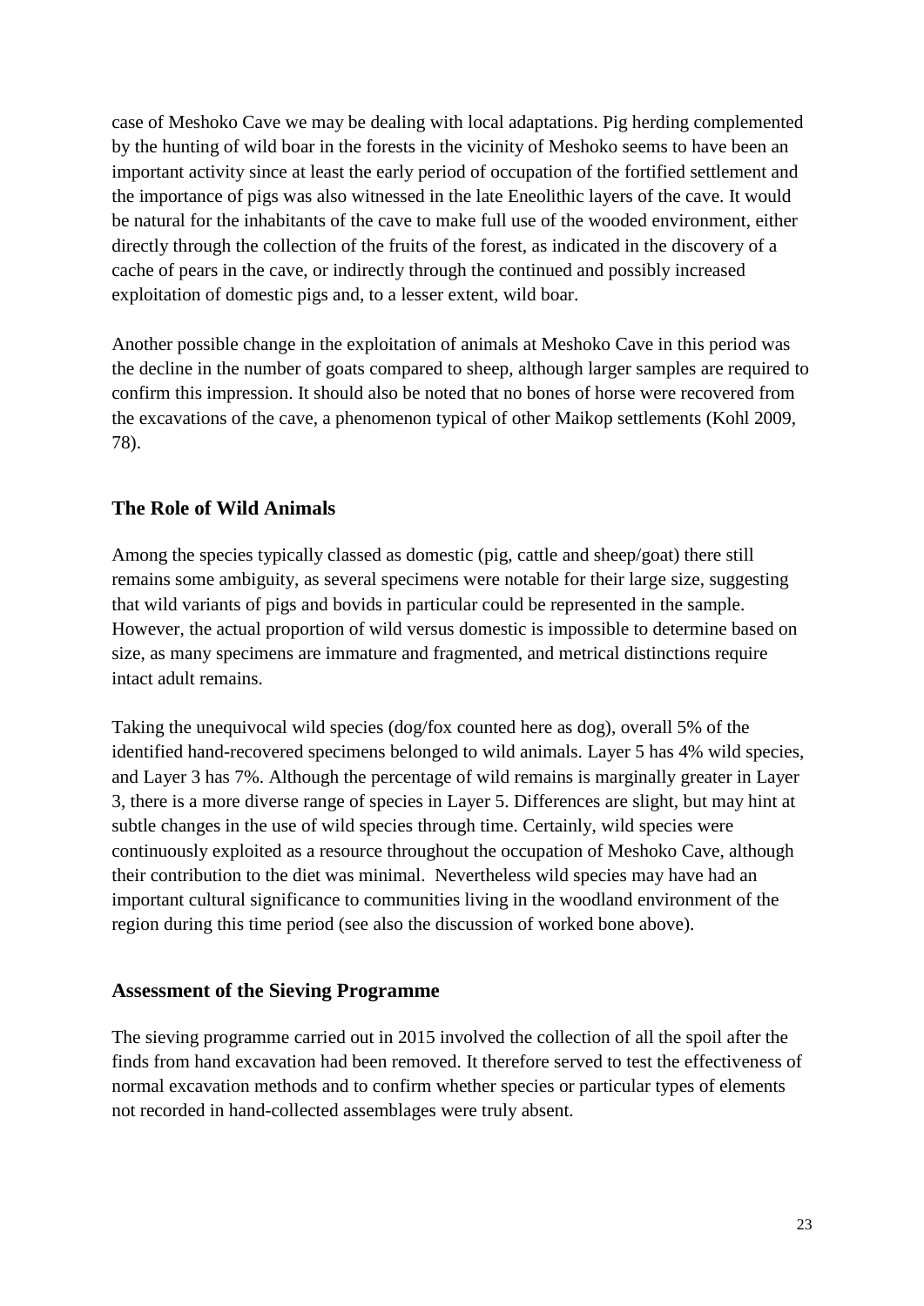case of Meshoko Cave we may be dealing with local adaptations. Pig herding complemented by the hunting of wild boar in the forests in the vicinity of Meshoko seems to have been an important activity since at least the early period of occupation of the fortified settlement and the importance of pigs was also witnessed in the late Eneolithic layers of the cave. It would be natural for the inhabitants of the cave to make full use of the wooded environment, either directly through the collection of the fruits of the forest, as indicated in the discovery of a cache of pears in the cave, or indirectly through the continued and possibly increased exploitation of domestic pigs and, to a lesser extent, wild boar.

Another possible change in the exploitation of animals at Meshoko Cave in this period was the decline in the number of goats compared to sheep, although larger samples are required to confirm this impression. It should also be noted that no bones of horse were recovered from the excavations of the cave, a phenomenon typical of other Maikop settlements (Kohl 2009, 78).

## The Role of Wild Animals

Among the species typically classed as domestic (pig, cattle and sheep/goat) there still remains some ambiguity, as several specimens were notable for their large size, suggesting that wild variants of pigs and bovids in particular could be represented in the sample. However, the actual proportion of wild versus domestic is impossible to determine based on size, as many specimens are immature and fragmented, and metrical distinctions require intact adult remains.

Taking the unequivocal wild species (dog/fox counted here as dog), overall 5% of the identified hand-recovered specimens belonged to wild animals. Layer 5 has 4% wild species, and Layer 3 has 7%. Although the percentage of wild remains is marginally greater in Layer 3, there is a more diverse range of species in Layer 5. Differences are slight, but may hint at subtle changes in the use of wild species through time. Certainly, wild species were continuously exploited as a resource throughout the occupation of Meshoko Cave, although their contribution to the diet was minimal. Nevertheless wild species may have had an important cultural significance to communities living in the woodland environment of the region during this time period (see also the discussion of worked bone above).

## Assessment of the Sieving Programme

The sieving programme carried out in 2015 involved the collection of all the spoil after the finds from hand excavation had been removed. It therefore served to test the effectiveness of normal excavation methods and to confirm whether species or particular types of elements not recorded in hand-collected assemblages were truly absent.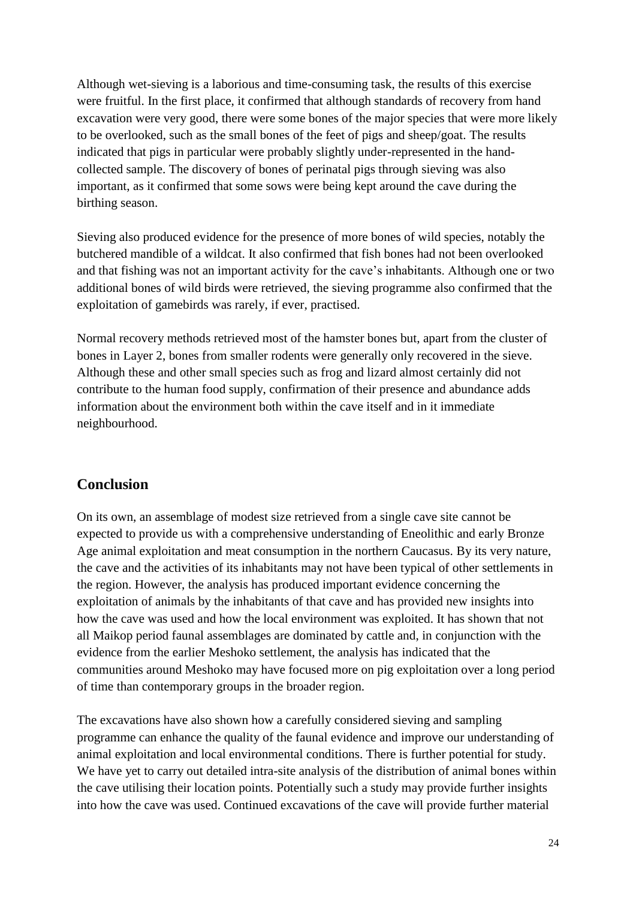Although wet-sieving is a laborious and time-consuming task, the results of this exercise were fruitful. In the first place, it confirmed that although standards of recovery from hand excavation were very good, there were some bones of the major species that were more likely to be overlooked, such as the small bones of the feet of pigs and sheep/goat. The results indicated that pigs in particular were probably slightly under-represented in the hand-collected sample. The discovery of bones of perinatal pigs through sieving was also important, as it confirmed that some sows were being kept around the cave during the birthing season.

Sieving also produced evidence for the presence of more bones of wild species, notably the butchered mandible of a wildcat. It also confirmed that fish bones had not been overlooked and that fishing was not an important activity for the cave's inhabitants. Although one or two additional bones of wild birds were retrieved, the sieving programme also confirmed that the exploitation of gamebirds was rarely, if ever, practised.

Normal recovery methods retrieved most of the hamster bones but, apart from the cluster of bones in Layer 2, bones from smaller rodents were generally only recovered in the sieve. Although these and other small species such as frog and lizard almost certainly did not contribute to the human food supply, confirmation of their presence and abundance adds information about the environment both within the cave itself and in it immediate neighbourhood.

## Conclusion

On its own, an assemblage of modest size retrieved from a single cave site cannot be expected to provide us with a comprehensive understanding of Eneolithic and early Bronze Age animal exploitation and meat consumption in the northern Caucasus. By its very nature, the cave and the activities of its inhabitants may not have been typical of other settlements in the region. However, the analysis has produced important evidence concerning the exploitation of animals by the inhabitants of that cave and has provided new insights into how the cave was used and how the local environment was exploited. It has shown that not all Maikop period faunal assemblages are dominated by cattle and, in conjunction with the evidence from the earlier Meshoko settlement, the analysis has indicated that the communities around Meshoko may have focused more on pig exploitation over a long period of time than contemporary groups in the broader region.

The excavations have also shown how a carefully considered sieving and sampling programme can enhance the quality of the faunal evidence and improve our understanding of animal exploitation and local environmental conditions. There is further potential for study. We have yet to carry out detailed intra-site analysis of the distribution of animal bones within the cave utilising their location points. Potentially such a study may provide further insights into how the cave was used. Continued excavations of the cave will provide further material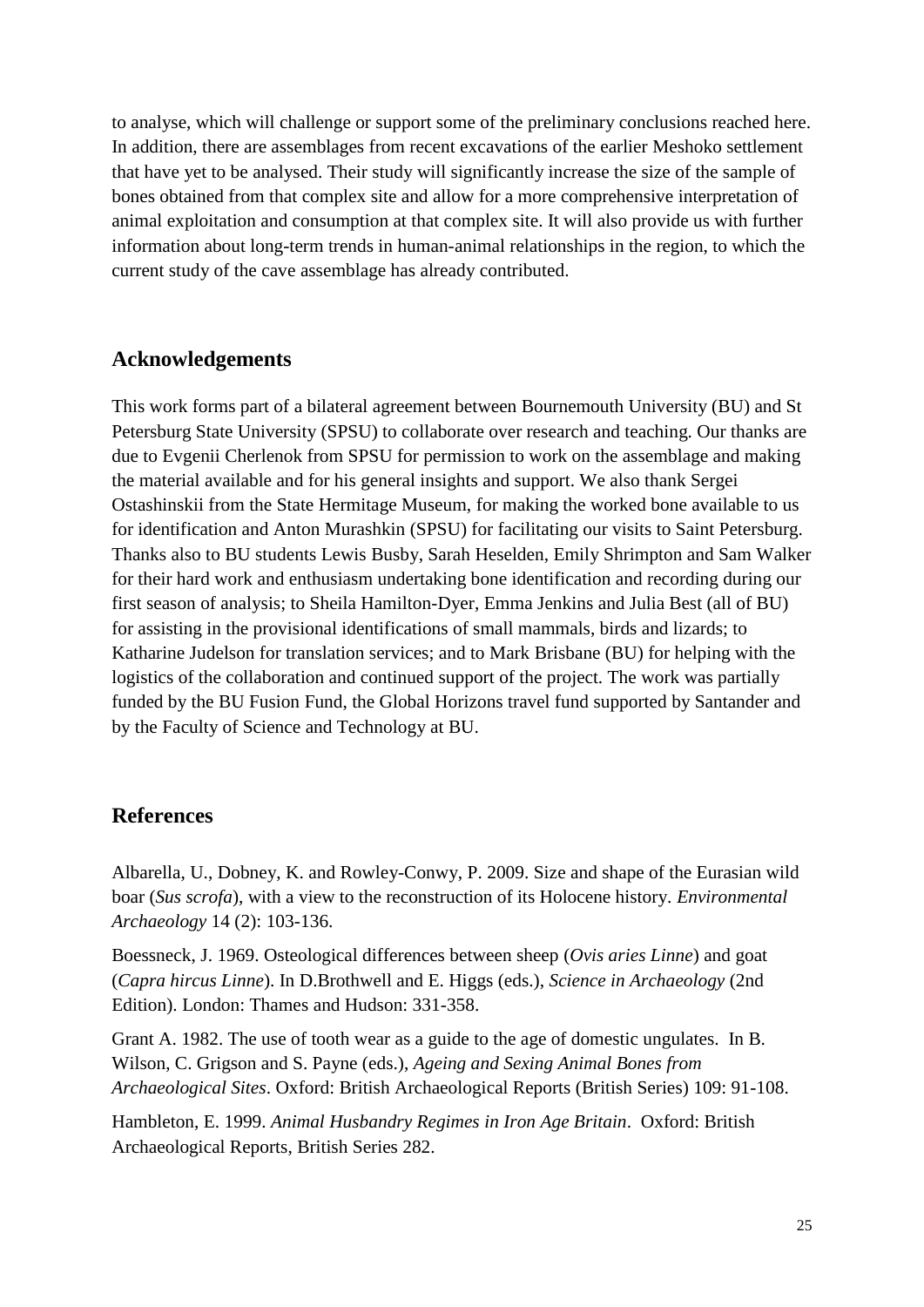to analyse, which will challenge or support some of the preliminary conclusions reached here. In addition, there are assemblages from recent excavations of the earlier Meshoko settlement that have yet to be analysed. Their study will significantly increase the size of the sample of bones obtained from that complex site and allow for a more comprehensive interpretation of animal exploitation and consumption at that complex site. It will also provide us with further information about long-term trends in human-animal relationships in the region, to which the current study of the cave assemblage has already contributed.

## Acknowledgements

This work forms part of a bilateral agreement between Bournemouth University (BU) and St Petersburg State University (SPSU) to collaborate over research and teaching. Our thanks are due to Evgenii Cherlenok from SPSU for permission to work on the assemblage and making the material available and for his general insights and support. We also thank Sergei Ostashinskii from the State Hermitage Museum, for making the worked bone available to us for identification and Anton Murashkin (SPSU) for facilitating our visits to Saint Petersburg. Thanks also to BU students Lewis Busby, Sarah Heselden, Emily Shrimpton and Sam Walker for their hard work and enthusiasm undertaking bone identification and recording during our first season of analysis; to Sheila Hamilton-Dyer, Emma Jenkins and Julia Best (all of BU) for assisting in the provisional identifications of small mammals, birds and lizards; to Katharine Judelson for translation services; and to Mark Brisbane (BU) for helping with the logistics of the collaboration and continued support of the project. The work was partially funded by the BU Fusion Fund, the Global Horizons travel fund supported by Santander and by the Faculty of Science and Technology at BU.

## References

Albarella, U., Dobney, K. and Rowley-Conwy, P. 2009. Size and shape of the Eurasian wild boar (*Sus scrofa*), with a view to the reconstruction of its Holocene history. *Environmental Archaeology* 14 (2): 103-136.

Boessneck, J. 1969. Osteological differences between sheep (*Ovis aries Linne*) and goat (*Capra hircus Linne*). In D.Brothwell and E. Higgs (eds.), *Science in Archaeology* (2nd Edition). London: Thames and Hudson: 331-358.

Grant A. 1982. The use of tooth wear as a guide to the age of domestic ungulates. In B. Wilson, C. Grigson and S. Payne (eds.), *Ageing and Sexing Animal Bones from Archaeological Sites*. Oxford: British Archaeological Reports (British Series) 109: 91-108.

Hambleton, E. 1999. *Animal Husbandry Regimes in Iron Age Britain*. Oxford: British Archaeological Reports, British Series 282.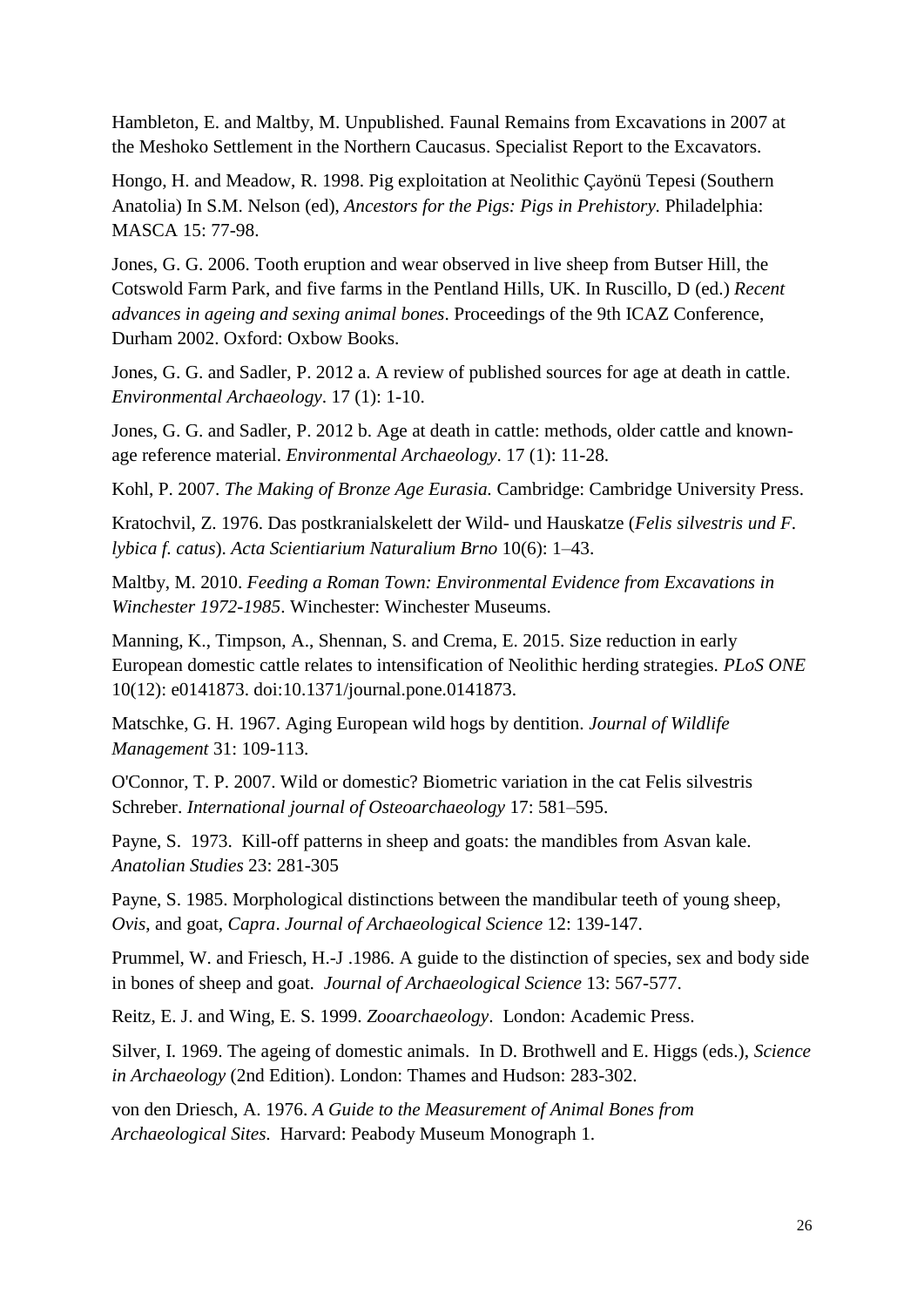Hambleton, E. and Maltby, M. Unpublished. Faunal Remains from Excavations in 2007 at the Meshoko Settlement in the Northern Caucasus. Specialist Report to the Excavators.

Hongo, H. and Meadow, R. 1998. Pig exploitation at Neolithic Çayönü Tepesi (Southern Anatolia) In S.M. Nelson (ed), *Ancestors for the Pigs: Pigs in Prehistory.* Philadelphia: MASCA 15: 77-98.

Jones, G. G. 2006. Tooth eruption and wear observed in live sheep from Butser Hill, the Cotswold Farm Park, and five farms in the Pentland Hills, UK. In Ruscillo, D (ed.) *Recent advances in ageing and sexing animal bones*. Proceedings of the 9th ICAZ Conference, Durham 2002. Oxford: Oxbow Books.

Jones, G. G. and Sadler, P. 2012 a. A review of published sources for age at death in cattle. *Environmental Archaeology*. 17 (1): 1-10.

Jones, G. G. and Sadler, P. 2012 b. Age at death in cattle: methods, older cattle and known-age reference material. *Environmental Archaeology*. 17 (1): 11-28.

Kohl, P. 2007. *The Making of Bronze Age Eurasia.* Cambridge: Cambridge University Press.

Kratochvil, Z. 1976. Das postkranialskelett der Wild- und Hauskatze (*Felis silvestris und F. lybica f. catus*). *Acta Scientiarium Naturalium Brno* 10(6): 1–43.

Maltby, M. 2010. *Feeding a Roman Town: Environmental Evidence from Excavations in Winchester 1972-1985*. Winchester: Winchester Museums.

Manning, K., Timpson, A., Shennan, S. and Crema, E. 2015. Size reduction in early European domestic cattle relates to intensification of Neolithic herding strategies. *PLoS ONE* 10(12): e0141873. doi:10.1371/journal.pone.0141873.

Matschke, G. H. 1967. Aging European wild hogs by dentition. *Journal of Wildlife Management* 31: 109-113.

O'Connor, T. P. 2007. Wild or domestic? Biometric variation in the cat Felis silvestris Schreber. *International journal of Osteoarchaeology* 17: 581–595.

Payne, S. 1973. Kill-off patterns in sheep and goats: the mandibles from Asvan kale. *Anatolian Studies* 23: 281-305

Payne, S. 1985. Morphological distinctions between the mandibular teeth of young sheep, *Ovis*, and goat, *Capra*. *Journal of Archaeological Science* 12: 139-147.

Prummel, W. and Friesch, H.-J .1986. A guide to the distinction of species, sex and body side in bones of sheep and goat. *Journal of Archaeological Science* 13: 567-577.

Reitz, E. J. and Wing, E. S. 1999. *Zooarchaeology*. London: Academic Press.

Silver, I. 1969. The ageing of domestic animals. In D. Brothwell and E. Higgs (eds.), *Science in Archaeology* (2nd Edition). London: Thames and Hudson: 283-302.

von den Driesch, A. 1976. *A Guide to the Measurement of Animal Bones from Archaeological Sites.* Harvard: Peabody Museum Monograph 1.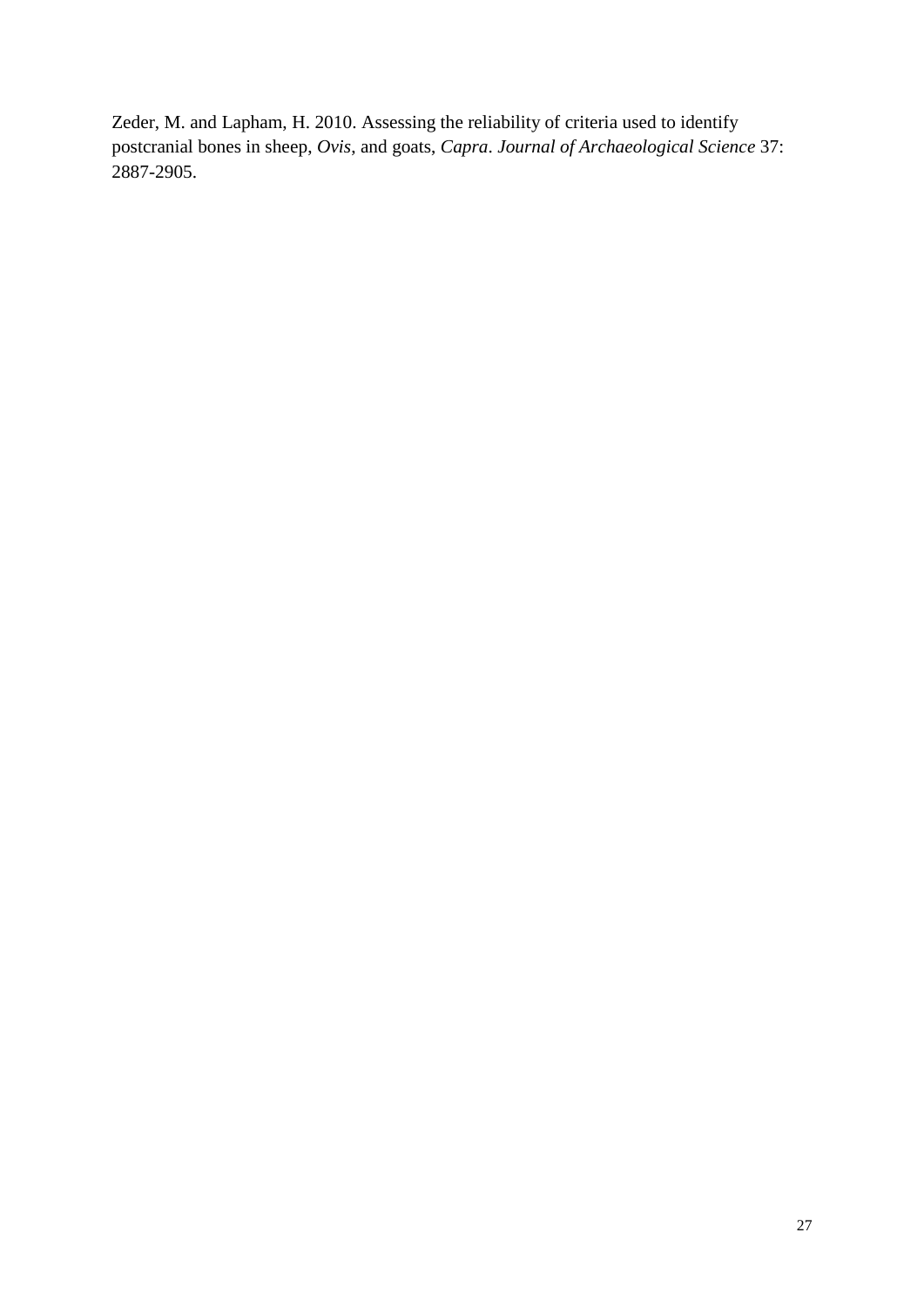Zeder, M. and Lapham, H. 2010. Assessing the reliability of criteria used to identify postcranial bones in sheep, *Ovis*, and goats, *Capra*. *Journal of Archaeological Science* 37: 2887-2905.